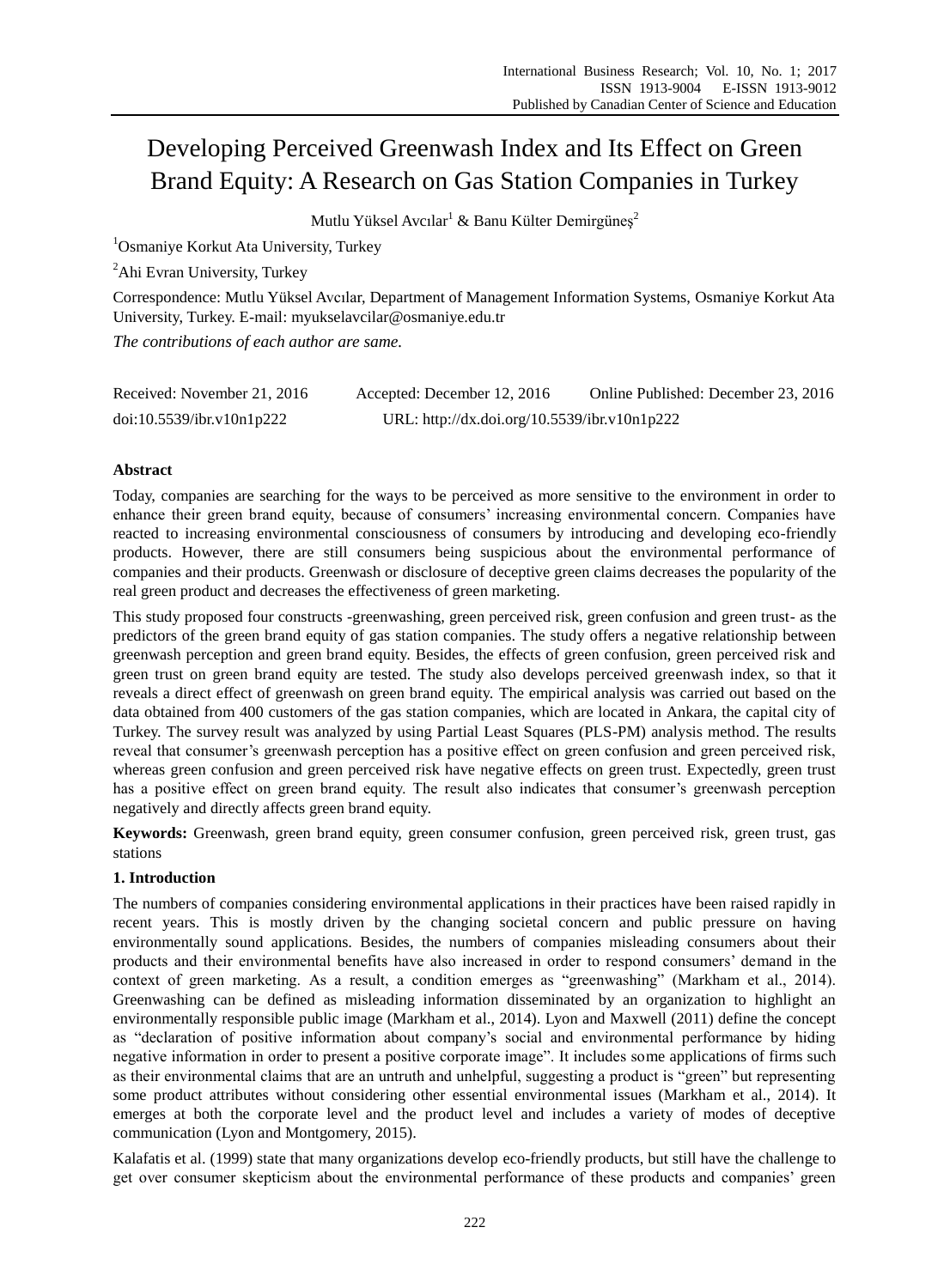# Developing Perceived Greenwash Index and Its Effect on Green Brand Equity: A Research on Gas Station Companies in Turkey

Mutlu Yüksel Avcılar[1] & Banu Külter Demirgüneş[2]

[1]Osmaniye Korkut Ata University, Turkey

[2]Ahi Evran University, Turkey

Correspondence: Mutlu Yüksel Avcılar, Department of Management Information Systems, Osmaniye Korkut Ata University, Turkey. E-mail: myukselavcilar@osmaniye.edu.tr

*The contributions of each author are same.*

Received: November 21, 2016    Accepted: December 12, 2016    Online Published: December 23, 2016

doi:10.5539/ibr.v10n1p222    URL: http://dx.doi.org/10.5539/ibr.v10n1p222

## Abstract

Today, companies are searching for the ways to be perceived as more sensitive to the environment in order to enhance their green brand equity, because of consumers' increasing environmental concern. Companies have reacted to increasing environmental consciousness of consumers by introducing and developing eco-friendly products. However, there are still consumers being suspicious about the environmental performance of companies and their products. Greenwash or disclosure of deceptive green claims decreases the popularity of the real green product and decreases the effectiveness of green marketing.

This study proposed four constructs -greenwashing, green perceived risk, green confusion and green trust- as the predictors of the green brand equity of gas station companies. The study offers a negative relationship between greenwash perception and green brand equity. Besides, the effects of green confusion, green perceived risk and green trust on green brand equity are tested. The study also develops perceived greenwash index, so that it reveals a direct effect of greenwash on green brand equity. The empirical analysis was carried out based on the data obtained from 400 customers of the gas station companies, which are located in Ankara, the capital city of Turkey. The survey result was analyzed by using Partial Least Squares (PLS-PM) analysis method. The results reveal that consumer's greenwash perception has a positive effect on green confusion and green perceived risk, whereas green confusion and green perceived risk have negative effects on green trust. Expectedly, green trust has a positive effect on green brand equity. The result also indicates that consumer's greenwash perception negatively and directly affects green brand equity.

**Keywords:** Greenwash, green brand equity, green consumer confusion, green perceived risk, green trust, gas stations

## 1. Introduction

The numbers of companies considering environmental applications in their practices have been raised rapidly in recent years. This is mostly driven by the changing societal concern and public pressure on having environmentally sound applications. Besides, the numbers of companies misleading consumers about their products and their environmental benefits have also increased in order to respond consumers' demand in the context of green marketing. As a result, a condition emerges as "greenwashing" (Markham et al., 2014). Greenwashing can be defined as misleading information disseminated by an organization to highlight an environmentally responsible public image (Markham et al., 2014). Lyon and Maxwell (2011) define the concept as "declaration of positive information about company's social and environmental performance by hiding negative information in order to present a positive corporate image". It includes some applications of firms such as their environmental claims that are an untruth and unhelpful, suggesting a product is "green" but representing some product attributes without considering other essential environmental issues (Markham et al., 2014). It emerges at both the corporate level and the product level and includes a variety of modes of deceptive communication (Lyon and Montgomery, 2015).

Kalafatis et al. (1999) state that many organizations develop eco-friendly products, but still have the challenge to get over consumer skepticism about the environmental performance of these products and companies' green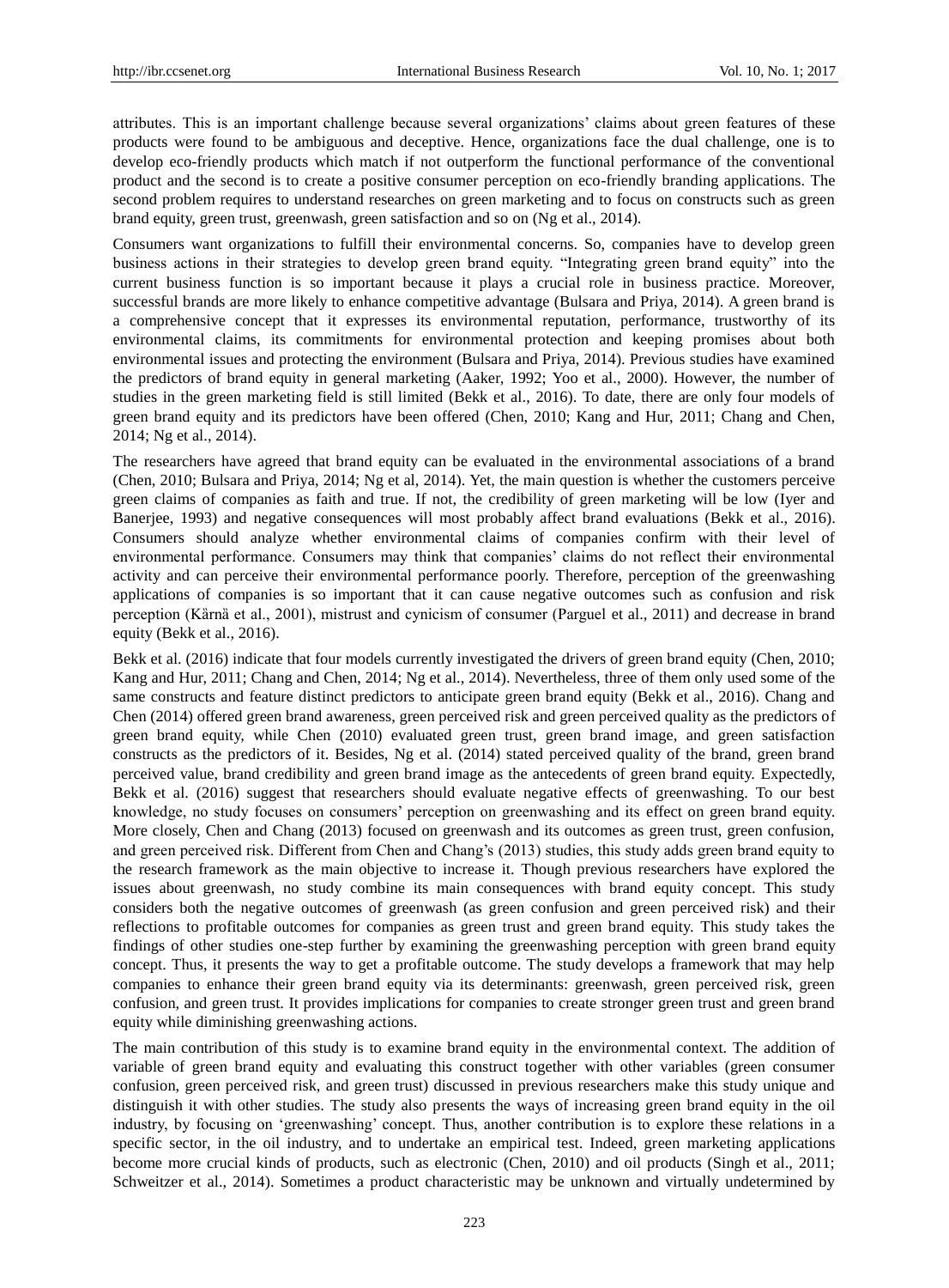attributes. This is an important challenge because several organizations' claims about green features of these products were found to be ambiguous and deceptive. Hence, organizations face the dual challenge, one is to develop eco-friendly products which match if not outperform the functional performance of the conventional product and the second is to create a positive consumer perception on eco-friendly branding applications. The second problem requires to understand researches on green marketing and to focus on constructs such as green brand equity, green trust, greenwash, green satisfaction and so on (Ng et al., 2014).

Consumers want organizations to fulfill their environmental concerns. So, companies have to develop green business actions in their strategies to develop green brand equity. "Integrating green brand equity" into the current business function is so important because it plays a crucial role in business practice. Moreover, successful brands are more likely to enhance competitive advantage (Bulsara and Priya, 2014). A green brand is a comprehensive concept that it expresses its environmental reputation, performance, trustworthy of its environmental claims, its commitments for environmental protection and keeping promises about both environmental issues and protecting the environment (Bulsara and Priya, 2014). Previous studies have examined the predictors of brand equity in general marketing (Aaker, 1992; Yoo et al., 2000). However, the number of studies in the green marketing field is still limited (Bekk et al., 2016). To date, there are only four models of green brand equity and its predictors have been offered (Chen, 2010; Kang and Hur, 2011; Chang and Chen, 2014; Ng et al., 2014).

The researchers have agreed that brand equity can be evaluated in the environmental associations of a brand (Chen, 2010; Bulsara and Priya, 2014; Ng et al, 2014). Yet, the main question is whether the customers perceive green claims of companies as faith and true. If not, the credibility of green marketing will be low (Iyer and Banerjee, 1993) and negative consequences will most probably affect brand evaluations (Bekk et al., 2016). Consumers should analyze whether environmental claims of companies confirm with their level of environmental performance. Consumers may think that companies' claims do not reflect their environmental activity and can perceive their environmental performance poorly. Therefore, perception of the greenwashing applications of companies is so important that it can cause negative outcomes such as confusion and risk perception (Kärnä et al., 2001), mistrust and cynicism of consumer (Parguel et al., 2011) and decrease in brand equity (Bekk et al., 2016).

Bekk et al. (2016) indicate that four models currently investigated the drivers of green brand equity (Chen, 2010; Kang and Hur, 2011; Chang and Chen, 2014; Ng et al., 2014). Nevertheless, three of them only used some of the same constructs and feature distinct predictors to anticipate green brand equity (Bekk et al., 2016). Chang and Chen (2014) offered green brand awareness, green perceived risk and green perceived quality as the predictors of green brand equity, while Chen (2010) evaluated green trust, green brand image, and green satisfaction constructs as the predictors of it. Besides, Ng et al. (2014) stated perceived quality of the brand, green brand perceived value, brand credibility and green brand image as the antecedents of green brand equity. Expectedly, Bekk et al. (2016) suggest that researchers should evaluate negative effects of greenwashing. To our best knowledge, no study focuses on consumers' perception on greenwashing and its effect on green brand equity. More closely, Chen and Chang (2013) focused on greenwash and its outcomes as green trust, green confusion, and green perceived risk. Different from Chen and Chang's (2013) studies, this study adds green brand equity to the research framework as the main objective to increase it. Though previous researchers have explored the issues about greenwash, no study combine its main consequences with brand equity concept. This study considers both the negative outcomes of greenwash (as green confusion and green perceived risk) and their reflections to profitable outcomes for companies as green trust and green brand equity. This study takes the findings of other studies one-step further by examining the greenwashing perception with green brand equity concept. Thus, it presents the way to get a profitable outcome. The study develops a framework that may help companies to enhance their green brand equity via its determinants: greenwash, green perceived risk, green confusion, and green trust. It provides implications for companies to create stronger green trust and green brand equity while diminishing greenwashing actions.

The main contribution of this study is to examine brand equity in the environmental context. The addition of variable of green brand equity and evaluating this construct together with other variables (green consumer confusion, green perceived risk, and green trust) discussed in previous researchers make this study unique and distinguish it with other studies. The study also presents the ways of increasing green brand equity in the oil industry, by focusing on 'greenwashing' concept. Thus, another contribution is to explore these relations in a specific sector, in the oil industry, and to undertake an empirical test. Indeed, green marketing applications become more crucial kinds of products, such as electronic (Chen, 2010) and oil products (Singh et al., 2011; Schweitzer et al., 2014). Sometimes a product characteristic may be unknown and virtually undetermined by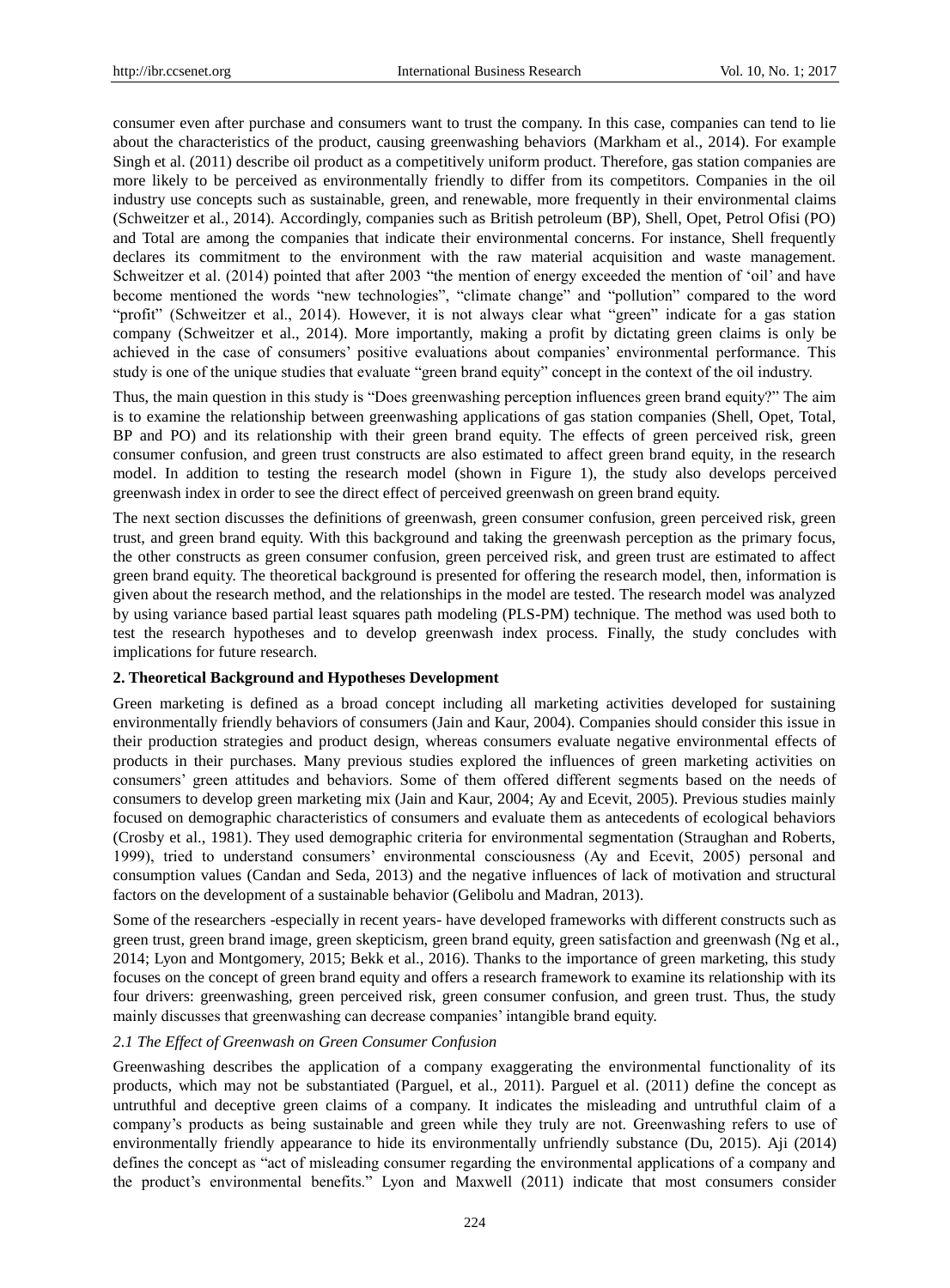consumer even after purchase and consumers want to trust the company. In this case, companies can tend to lie about the characteristics of the product, causing greenwashing behaviors (Markham et al., 2014). For example Singh et al. (2011) describe oil product as a competitively uniform product. Therefore, gas station companies are more likely to be perceived as environmentally friendly to differ from its competitors. Companies in the oil industry use concepts such as sustainable, green, and renewable, more frequently in their environmental claims (Schweitzer et al., 2014). Accordingly, companies such as British petroleum (BP), Shell, Opet, Petrol Ofisi (PO) and Total are among the companies that indicate their environmental concerns. For instance, Shell frequently declares its commitment to the environment with the raw material acquisition and waste management. Schweitzer et al. (2014) pointed that after 2003 "the mention of energy exceeded the mention of 'oil' and have become mentioned the words "new technologies", "climate change" and "pollution" compared to the word "profit" (Schweitzer et al., 2014). However, it is not always clear what "green" indicate for a gas station company (Schweitzer et al., 2014). More importantly, making a profit by dictating green claims is only be achieved in the case of consumers' positive evaluations about companies' environmental performance. This study is one of the unique studies that evaluate "green brand equity" concept in the context of the oil industry.

Thus, the main question in this study is "Does greenwashing perception influences green brand equity?" The aim is to examine the relationship between greenwashing applications of gas station companies (Shell, Opet, Total, BP and PO) and its relationship with their green brand equity. The effects of green perceived risk, green consumer confusion, and green trust constructs are also estimated to affect green brand equity, in the research model. In addition to testing the research model (shown in Figure 1), the study also develops perceived greenwash index in order to see the direct effect of perceived greenwash on green brand equity.

The next section discusses the definitions of greenwash, green consumer confusion, green perceived risk, green trust, and green brand equity. With this background and taking the greenwash perception as the primary focus, the other constructs as green consumer confusion, green perceived risk, and green trust are estimated to affect green brand equity. The theoretical background is presented for offering the research model, then, information is given about the research method, and the relationships in the model are tested. The research model was analyzed by using variance based partial least squares path modeling (PLS-PM) technique. The method was used both to test the research hypotheses and to develop greenwash index process. Finally, the study concludes with implications for future research.

## 2. Theoretical Background and Hypotheses Development

Green marketing is defined as a broad concept including all marketing activities developed for sustaining environmentally friendly behaviors of consumers (Jain and Kaur, 2004). Companies should consider this issue in their production strategies and product design, whereas consumers evaluate negative environmental effects of products in their purchases. Many previous studies explored the influences of green marketing activities on consumers' green attitudes and behaviors. Some of them offered different segments based on the needs of consumers to develop green marketing mix (Jain and Kaur, 2004; Ay and Ecevit, 2005). Previous studies mainly focused on demographic characteristics of consumers and evaluate them as antecedents of ecological behaviors (Crosby et al., 1981). They used demographic criteria for environmental segmentation (Straughan and Roberts, 1999), tried to understand consumers' environmental consciousness (Ay and Ecevit, 2005) personal and consumption values (Candan and Seda, 2013) and the negative influences of lack of motivation and structural factors on the development of a sustainable behavior (Gelibolu and Madran, 2013).

Some of the researchers -especially in recent years- have developed frameworks with different constructs such as green trust, green brand image, green skepticism, green brand equity, green satisfaction and greenwash (Ng et al., 2014; Lyon and Montgomery, 2015; Bekk et al., 2016). Thanks to the importance of green marketing, this study focuses on the concept of green brand equity and offers a research framework to examine its relationship with its four drivers: greenwashing, green perceived risk, green consumer confusion, and green trust. Thus, the study mainly discusses that greenwashing can decrease companies' intangible brand equity.

### *2.1 The Effect of Greenwash on Green Consumer Confusion*

Greenwashing describes the application of a company exaggerating the environmental functionality of its products, which may not be substantiated (Parguel, et al., 2011). Parguel et al. (2011) define the concept as untruthful and deceptive green claims of a company. It indicates the misleading and untruthful claim of a company's products as being sustainable and green while they truly are not. Greenwashing refers to use of environmentally friendly appearance to hide its environmentally unfriendly substance (Du, 2015). Aji (2014) defines the concept as "act of misleading consumer regarding the environmental applications of a company and the product's environmental benefits." Lyon and Maxwell (2011) indicate that most consumers consider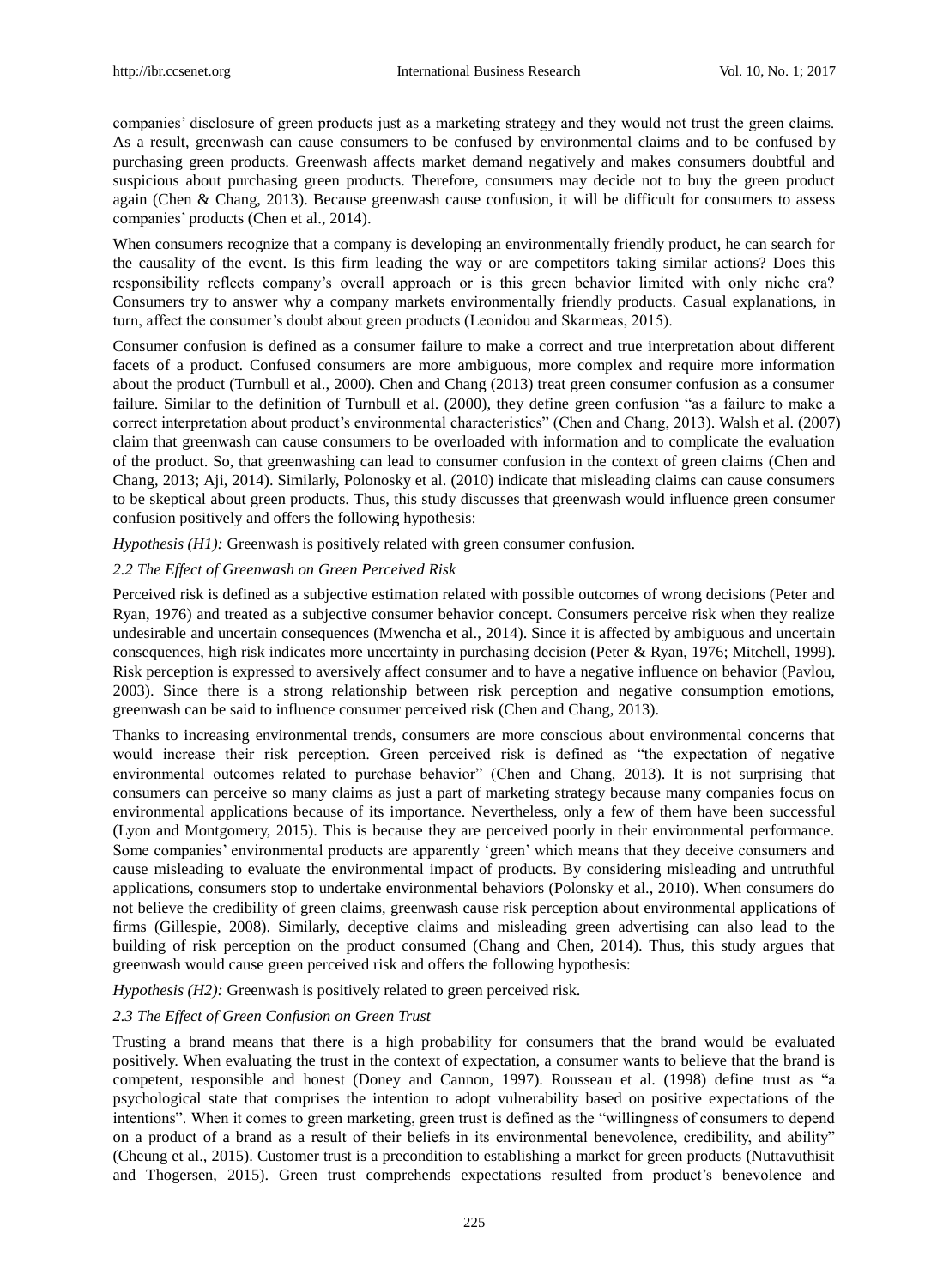companies' disclosure of green products just as a marketing strategy and they would not trust the green claims. As a result, greenwash can cause consumers to be confused by environmental claims and to be confused by purchasing green products. Greenwash affects market demand negatively and makes consumers doubtful and suspicious about purchasing green products. Therefore, consumers may decide not to buy the green product again (Chen & Chang, 2013). Because greenwash cause confusion, it will be difficult for consumers to assess companies' products (Chen et al., 2014).

When consumers recognize that a company is developing an environmentally friendly product, he can search for the causality of the event. Is this firm leading the way or are competitors taking similar actions? Does this responsibility reflects company's overall approach or is this green behavior limited with only niche era? Consumers try to answer why a company markets environmentally friendly products. Casual explanations, in turn, affect the consumer's doubt about green products (Leonidou and Skarmeas, 2015).

Consumer confusion is defined as a consumer failure to make a correct and true interpretation about different facets of a product. Confused consumers are more ambiguous, more complex and require more information about the product (Turnbull et al., 2000). Chen and Chang (2013) treat green consumer confusion as a consumer failure. Similar to the definition of Turnbull et al. (2000), they define green confusion "as a failure to make a correct interpretation about product's environmental characteristics" (Chen and Chang, 2013). Walsh et al. (2007) claim that greenwash can cause consumers to be overloaded with information and to complicate the evaluation of the product. So, that greenwashing can lead to consumer confusion in the context of green claims (Chen and Chang, 2013; Aji, 2014). Similarly, Polonosky et al. (2010) indicate that misleading claims can cause consumers to be skeptical about green products. Thus, this study discusses that greenwash would influence green consumer confusion positively and offers the following hypothesis:

*Hypothesis (H1):* Greenwash is positively related with green consumer confusion.

### *2.2 The Effect of Greenwash on Green Perceived Risk*

Perceived risk is defined as a subjective estimation related with possible outcomes of wrong decisions (Peter and Ryan, 1976) and treated as a subjective consumer behavior concept. Consumers perceive risk when they realize undesirable and uncertain consequences (Mwencha et al., 2014). Since it is affected by ambiguous and uncertain consequences, high risk indicates more uncertainty in purchasing decision (Peter & Ryan, 1976; Mitchell, 1999). Risk perception is expressed to aversively affect consumer and to have a negative influence on behavior (Pavlou, 2003). Since there is a strong relationship between risk perception and negative consumption emotions, greenwash can be said to influence consumer perceived risk (Chen and Chang, 2013).

Thanks to increasing environmental trends, consumers are more conscious about environmental concerns that would increase their risk perception. Green perceived risk is defined as "the expectation of negative environmental outcomes related to purchase behavior" (Chen and Chang, 2013). It is not surprising that consumers can perceive so many claims as just a part of marketing strategy because many companies focus on environmental applications because of its importance. Nevertheless, only a few of them have been successful (Lyon and Montgomery, 2015). This is because they are perceived poorly in their environmental performance. Some companies' environmental products are apparently 'green' which means that they deceive consumers and cause misleading to evaluate the environmental impact of products. By considering misleading and untruthful applications, consumers stop to undertake environmental behaviors (Polonsky et al., 2010). When consumers do not believe the credibility of green claims, greenwash cause risk perception about environmental applications of firms (Gillespie, 2008). Similarly, deceptive claims and misleading green advertising can also lead to the building of risk perception on the product consumed (Chang and Chen, 2014). Thus, this study argues that greenwash would cause green perceived risk and offers the following hypothesis:

*Hypothesis (H2):* Greenwash is positively related to green perceived risk.

### *2.3 The Effect of Green Confusion on Green Trust*

Trusting a brand means that there is a high probability for consumers that the brand would be evaluated positively. When evaluating the trust in the context of expectation, a consumer wants to believe that the brand is competent, responsible and honest (Doney and Cannon, 1997). Rousseau et al. (1998) define trust as "a psychological state that comprises the intention to adopt vulnerability based on positive expectations of the intentions". When it comes to green marketing, green trust is defined as the "willingness of consumers to depend on a product of a brand as a result of their beliefs in its environmental benevolence, credibility, and ability" (Cheung et al., 2015). Customer trust is a precondition to establishing a market for green products (Nuttavuthisit and Thogersen, 2015). Green trust comprehends expectations resulted from product's benevolence and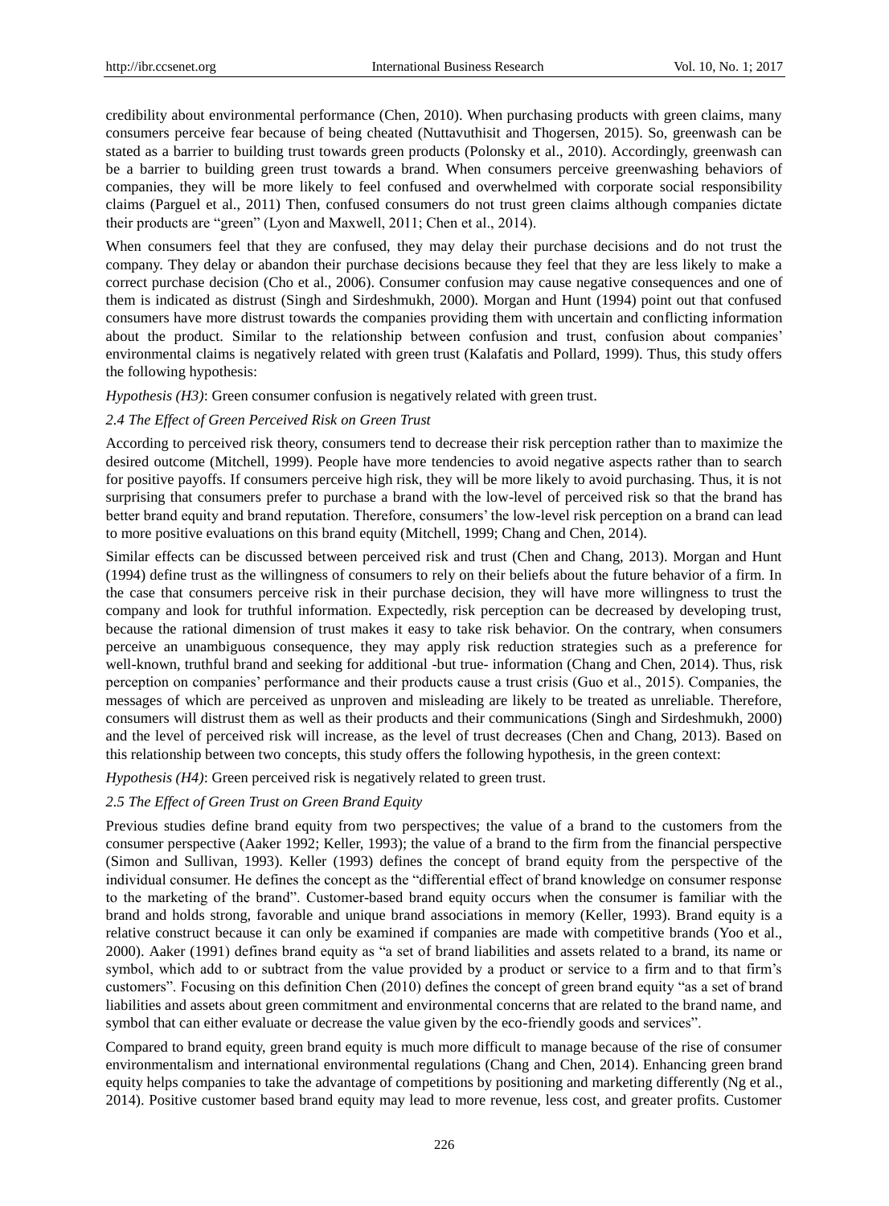credibility about environmental performance (Chen, 2010). When purchasing products with green claims, many consumers perceive fear because of being cheated (Nuttavuthisit and Thogersen, 2015). So, greenwash can be stated as a barrier to building trust towards green products (Polonsky et al., 2010). Accordingly, greenwash can be a barrier to building green trust towards a brand. When consumers perceive greenwashing behaviors of companies, they will be more likely to feel confused and overwhelmed with corporate social responsibility claims (Parguel et al., 2011) Then, confused consumers do not trust green claims although companies dictate their products are "green" (Lyon and Maxwell, 2011; Chen et al., 2014).

When consumers feel that they are confused, they may delay their purchase decisions and do not trust the company. They delay or abandon their purchase decisions because they feel that they are less likely to make a correct purchase decision (Cho et al., 2006). Consumer confusion may cause negative consequences and one of them is indicated as distrust (Singh and Sirdeshmukh, 2000). Morgan and Hunt (1994) point out that confused consumers have more distrust towards the companies providing them with uncertain and conflicting information about the product. Similar to the relationship between confusion and trust, confusion about companies' environmental claims is negatively related with green trust (Kalafatis and Pollard, 1999). Thus, this study offers the following hypothesis:

*Hypothesis (H3)*: Green consumer confusion is negatively related with green trust.

### *2.4 The Effect of Green Perceived Risk on Green Trust*

According to perceived risk theory, consumers tend to decrease their risk perception rather than to maximize the desired outcome (Mitchell, 1999). People have more tendencies to avoid negative aspects rather than to search for positive payoffs. If consumers perceive high risk, they will be more likely to avoid purchasing. Thus, it is not surprising that consumers prefer to purchase a brand with the low-level of perceived risk so that the brand has better brand equity and brand reputation. Therefore, consumers' the low-level risk perception on a brand can lead to more positive evaluations on this brand equity (Mitchell, 1999; Chang and Chen, 2014).

Similar effects can be discussed between perceived risk and trust (Chen and Chang, 2013). Morgan and Hunt (1994) define trust as the willingness of consumers to rely on their beliefs about the future behavior of a firm. In the case that consumers perceive risk in their purchase decision, they will have more willingness to trust the company and look for truthful information. Expectedly, risk perception can be decreased by developing trust, because the rational dimension of trust makes it easy to take risk behavior. On the contrary, when consumers perceive an unambiguous consequence, they may apply risk reduction strategies such as a preference for well-known, truthful brand and seeking for additional -but true- information (Chang and Chen, 2014). Thus, risk perception on companies' performance and their products cause a trust crisis (Guo et al., 2015). Companies, the messages of which are perceived as unproven and misleading are likely to be treated as unreliable. Therefore, consumers will distrust them as well as their products and their communications (Singh and Sirdeshmukh, 2000) and the level of perceived risk will increase, as the level of trust decreases (Chen and Chang, 2013). Based on this relationship between two concepts, this study offers the following hypothesis, in the green context:

*Hypothesis (H4)*: Green perceived risk is negatively related to green trust.

### *2.5 The Effect of Green Trust on Green Brand Equity*

Previous studies define brand equity from two perspectives; the value of a brand to the customers from the consumer perspective (Aaker 1992; Keller, 1993); the value of a brand to the firm from the financial perspective (Simon and Sullivan, 1993). Keller (1993) defines the concept of brand equity from the perspective of the individual consumer. He defines the concept as the "differential effect of brand knowledge on consumer response to the marketing of the brand". Customer-based brand equity occurs when the consumer is familiar with the brand and holds strong, favorable and unique brand associations in memory (Keller, 1993). Brand equity is a relative construct because it can only be examined if companies are made with competitive brands (Yoo et al., 2000). Aaker (1991) defines brand equity as "a set of brand liabilities and assets related to a brand, its name or symbol, which add to or subtract from the value provided by a product or service to a firm and to that firm's customers". Focusing on this definition Chen (2010) defines the concept of green brand equity "as a set of brand liabilities and assets about green commitment and environmental concerns that are related to the brand name, and symbol that can either evaluate or decrease the value given by the eco-friendly goods and services".

Compared to brand equity, green brand equity is much more difficult to manage because of the rise of consumer environmentalism and international environmental regulations (Chang and Chen, 2014). Enhancing green brand equity helps companies to take the advantage of competitions by positioning and marketing differently (Ng et al., 2014). Positive customer based brand equity may lead to more revenue, less cost, and greater profits. Customer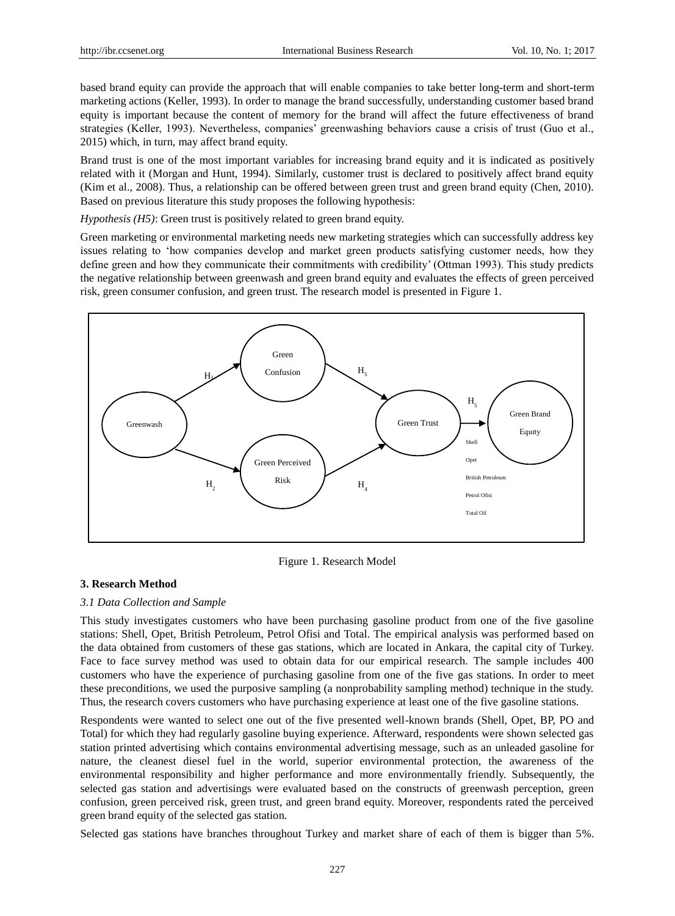based brand equity can provide the approach that will enable companies to take better long-term and short-term marketing actions (Keller, 1993). In order to manage the brand successfully, understanding customer based brand equity is important because the content of memory for the brand will affect the future effectiveness of brand strategies (Keller, 1993). Nevertheless, companies' greenwashing behaviors cause a crisis of trust (Guo et al., 2015) which, in turn, may affect brand equity.

Brand trust is one of the most important variables for increasing brand equity and it is indicated as positively related with it (Morgan and Hunt, 1994). Similarly, customer trust is declared to positively affect brand equity (Kim et al., 2008). Thus, a relationship can be offered between green trust and green brand equity (Chen, 2010). Based on previous literature this study proposes the following hypothesis:

*Hypothesis (H5)*: Green trust is positively related to green brand equity.

Green marketing or environmental marketing needs new marketing strategies which can successfully address key issues relating to 'how companies develop and market green products satisfying customer needs, how they define green and how they communicate their commitments with credibility' (Ottman 1993). This study predicts the negative relationship between greenwash and green brand equity and evaluates the effects of green perceived risk, green consumer confusion, and green trust. The research model is presented in Figure 1.

Greenwash → (H1) Green Confusion → (H3) Green Trust
Greenwash → (H2) Green Perceived Risk → (H4) Green Trust
Green Trust → (H5) Green Brand Equity

Shell
Opet
British Petroleum
Petrol Ofisi
Total Oil

Figure 1. Research Model

### 3. Research Method

#### *3.1 Data Collection and Sample*

This study investigates customers who have been purchasing gasoline product from one of the five gasoline stations: Shell, Opet, British Petroleum, Petrol Ofisi and Total. The empirical analysis was performed based on the data obtained from customers of these gas stations, which are located in Ankara, the capital city of Turkey. Face to face survey method was used to obtain data for our empirical research. The sample includes 400 customers who have the experience of purchasing gasoline from one of the five gas stations. In order to meet these preconditions, we used the purposive sampling (a nonprobability sampling method) technique in the study. Thus, the research covers customers who have purchasing experience at least one of the five gasoline stations.

Respondents were wanted to select one out of the five presented well-known brands (Shell, Opet, BP, PO and Total) for which they had regularly gasoline buying experience. Afterward, respondents were shown selected gas station printed advertising which contains environmental advertising message, such as an unleaded gasoline for nature, the cleanest diesel fuel in the world, superior environmental protection, the awareness of the environmental responsibility and higher performance and more environmentally friendly. Subsequently, the selected gas station and advertisings were evaluated based on the constructs of greenwash perception, green confusion, green perceived risk, green trust, and green brand equity. Moreover, respondents rated the perceived green brand equity of the selected gas station.

Selected gas stations have branches throughout Turkey and market share of each of them is bigger than 5%.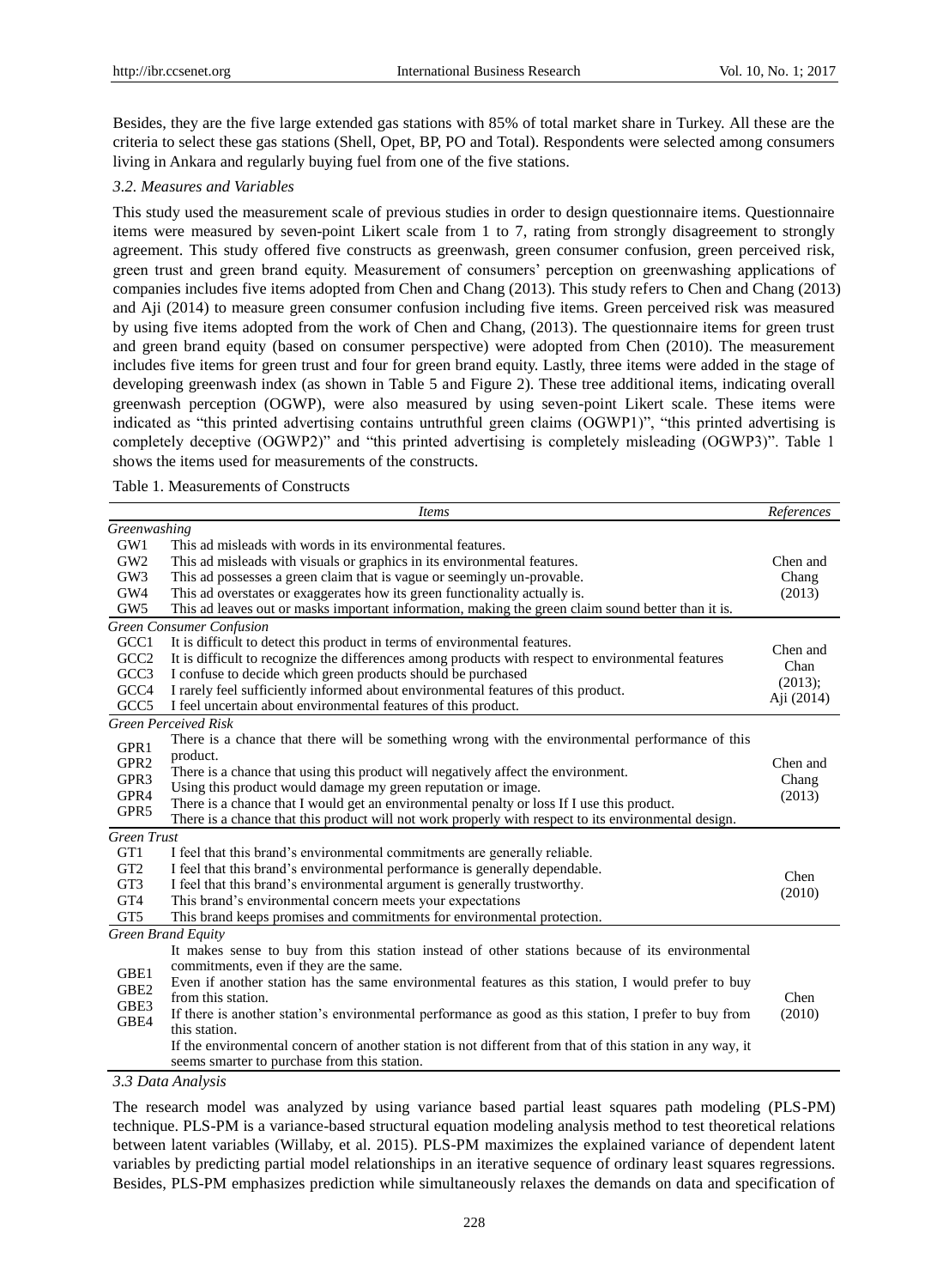Besides, they are the five large extended gas stations with 85% of total market share in Turkey. All these are the criteria to select these gas stations (Shell, Opet, BP, PO and Total). Respondents were selected among consumers living in Ankara and regularly buying fuel from one of the five stations.

### *3.2. Measures and Variables*

This study used the measurement scale of previous studies in order to design questionnaire items. Questionnaire items were measured by seven-point Likert scale from 1 to 7, rating from strongly disagreement to strongly agreement. This study offered five constructs as greenwash, green consumer confusion, green perceived risk, green trust and green brand equity. Measurement of consumers' perception on greenwashing applications of companies includes five items adopted from Chen and Chang (2013). This study refers to Chen and Chang (2013) and Aji (2014) to measure green consumer confusion including five items. Green perceived risk was measured by using five items adopted from the work of Chen and Chang, (2013). The questionnaire items for green trust and green brand equity (based on consumer perspective) were adopted from Chen (2010). The measurement includes five items for green trust and four for green brand equity. Lastly, three items were added in the stage of developing greenwash index (as shown in Table 5 and Figure 2). These tree additional items, indicating overall greenwash perception (OGWP), were also measured by using seven-point Likert scale. These items were indicated as "this printed advertising contains untruthful green claims (OGWP1)", "this printed advertising is completely deceptive (OGWP2)" and "this printed advertising is completely misleading (OGWP3)". Table 1 shows the items used for measurements of the constructs.

Table 1. Measurements of Constructs

| | *Items* | *References* |
|---|---|---|
| *Greenwashing* | | |
| GW1 | This ad misleads with words in its environmental features. | Chen and Chang (2013) |
| GW2 | This ad misleads with visuals or graphics in its environmental features. | |
| GW3 | This ad possesses a green claim that is vague or seemingly un-provable. | |
| GW4 | This ad overstates or exaggerates how its green functionality actually is. | |
| GW5 | This ad leaves out or masks important information, making the green claim sound better than it is. | |
| *Green Consumer Confusion* | | |
| GCC1 | It is difficult to detect this product in terms of environmental features. | Chen and Chan (2013); Aji (2014) |
| GCC2 | It is difficult to recognize the differences among products with respect to environmental features | |
| GCC3 | I confuse to decide which green products should be purchased | |
| GCC4 | I rarely feel sufficiently informed about environmental features of this product. | |
| GCC5 | I feel uncertain about environmental features of this product. | |
| *Green Perceived Risk* | | |
| GPR1 | There is a chance that there will be something wrong with the environmental performance of this product. | Chen and Chang (2013) |
| GPR2 | There is a chance that using this product will negatively affect the environment. | |
| GPR3 | Using this product would damage my green reputation or image. | |
| GPR4 | There is a chance that I would get an environmental penalty or loss If I use this product. | |
| GPR5 | There is a chance that this product will not work properly with respect to its environmental design. | |
| *Green Trust* | | |
| GT1 | I feel that this brand's environmental commitments are generally reliable. | Chen (2010) |
| GT2 | I feel that this brand's environmental performance is generally dependable. | |
| GT3 | I feel that this brand's environmental argument is generally trustworthy. | |
| GT4 | This brand's environmental concern meets your expectations | |
| GT5 | This brand keeps promises and commitments for environmental protection. | |
| *Green Brand Equity* | | |
| GBE1 | It makes sense to buy from this station instead of other stations because of its environmental commitments, even if they are the same. | Chen (2010) |
| GBE2 | Even if another station has the same environmental features as this station, I would prefer to buy from this station. | |
| GBE3 | If there is another station's environmental performance as good as this station, I prefer to buy from this station. | |
| GBE4 | If the environmental concern of another station is not different from that of this station in any way, it seems smarter to purchase from this station. | |

### *3.3 Data Analysis*

The research model was analyzed by using variance based partial least squares path modeling (PLS-PM) technique. PLS-PM is a variance-based structural equation modeling analysis method to test theoretical relations between latent variables (Willaby, et al. 2015). PLS-PM maximizes the explained variance of dependent latent variables by predicting partial model relationships in an iterative sequence of ordinary least squares regressions. Besides, PLS-PM emphasizes prediction while simultaneously relaxes the demands on data and specification of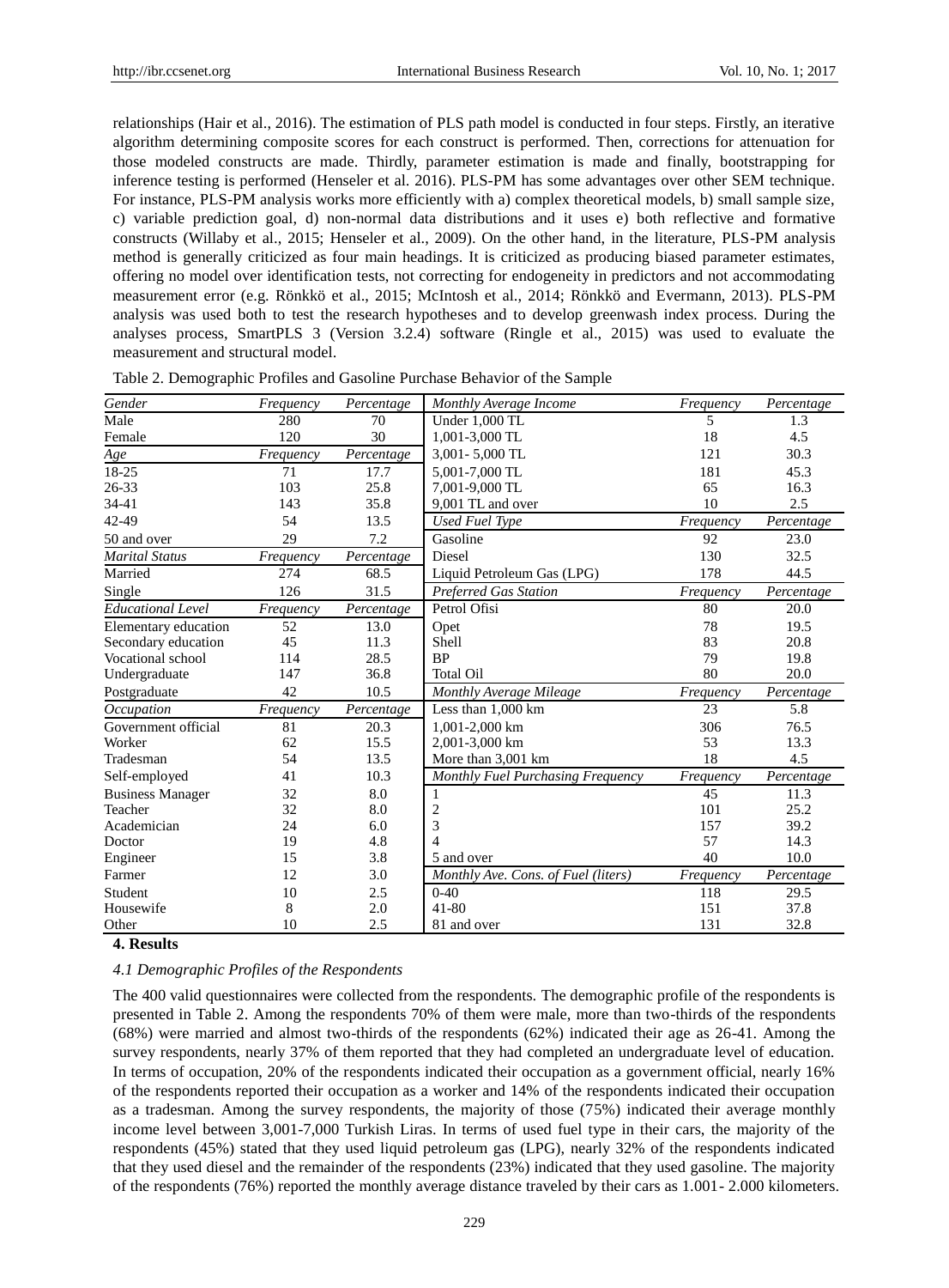relationships (Hair et al., 2016). The estimation of PLS path model is conducted in four steps. Firstly, an iterative algorithm determining composite scores for each construct is performed. Then, corrections for attenuation for those modeled constructs are made. Thirdly, parameter estimation is made and finally, bootstrapping for inference testing is performed (Henseler et al. 2016). PLS-PM has some advantages over other SEM technique. For instance, PLS-PM analysis works more efficiently with a) complex theoretical models, b) small sample size, c) variable prediction goal, d) non-normal data distributions and it uses e) both reflective and formative constructs (Willaby et al., 2015; Henseler et al., 2009). On the other hand, in the literature, PLS-PM analysis method is generally criticized as four main headings. It is criticized as producing biased parameter estimates, offering no model over identification tests, not correcting for endogeneity in predictors and not accommodating measurement error (e.g. Rönkkö et al., 2015; McIntosh et al., 2014; Rönkkö and Evermann, 2013). PLS-PM analysis was used both to test the research hypotheses and to develop greenwash index process. During the analyses process, SmartPLS 3 (Version 3.2.4) software (Ringle et al., 2015) was used to evaluate the measurement and structural model.

Table 2. Demographic Profiles and Gasoline Purchase Behavior of the Sample

| *Gender* | *Frequency* | *Percentage* | *Monthly Average Income* | *Frequency* | *Percentage* |
|---|---|---|---|---|---|
| Male | 280 | 70 | Under 1,000 TL | 5 | 1.3 |
| Female | 120 | 30 | 1,001-3,000 TL | 18 | 4.5 |
| *Age* | *Frequency* | *Percentage* | 3,001- 5,000 TL | 121 | 30.3 |
| 18-25 | 71 | 17.7 | 5,001-7,000 TL | 181 | 45.3 |
| 26-33 | 103 | 25.8 | 7,001-9,000 TL | 65 | 16.3 |
| 34-41 | 143 | 35.8 | 9,001 TL and over | 10 | 2.5 |
| 42-49 | 54 | 13.5 | *Used Fuel Type* | *Frequency* | *Percentage* |
| 50 and over | 29 | 7.2 | Gasoline | 92 | 23.0 |
| *Marital Status* | *Frequency* | *Percentage* | Diesel | 130 | 32.5 |
| Married | 274 | 68.5 | Liquid Petroleum Gas (LPG) | 178 | 44.5 |
| Single | 126 | 31.5 | *Preferred Gas Station* | *Frequency* | *Percentage* |
| *Educational Level* | *Frequency* | *Percentage* | Petrol Ofisi | 80 | 20.0 |
| Elementary education | 52 | 13.0 | Opet | 78 | 19.5 |
| Secondary education | 45 | 11.3 | Shell | 83 | 20.8 |
| Vocational school | 114 | 28.5 | BP | 79 | 19.8 |
| Undergraduate | 147 | 36.8 | Total Oil | 80 | 20.0 |
| Postgraduate | 42 | 10.5 | *Monthly Average Mileage* | *Frequency* | *Percentage* |
| *Occupation* | *Frequency* | *Percentage* | Less than 1,000 km | 23 | 5.8 |
| Government official | 81 | 20.3 | 1,001-2,000 km | 306 | 76.5 |
| Worker | 62 | 15.5 | 2,001-3,000 km | 53 | 13.3 |
| Tradesman | 54 | 13.5 | More than 3,001 km | 18 | 4.5 |
| Self-employed | 41 | 10.3 | *Monthly Fuel Purchasing Frequency* | *Frequency* | *Percentage* |
| Business Manager | 32 | 8.0 | 1 | 45 | 11.3 |
| Teacher | 32 | 8.0 | 2 | 101 | 25.2 |
| Academician | 24 | 6.0 | 3 | 157 | 39.2 |
| Doctor | 19 | 4.8 | 4 | 57 | 14.3 |
| Engineer | 15 | 3.8 | 5 and over | 40 | 10.0 |
| Farmer | 12 | 3.0 | *Monthly Ave. Cons. of Fuel (liters)* | *Frequency* | *Percentage* |
| Student | 10 | 2.5 | 0-40 | 118 | 29.5 |
| Housewife | 8 | 2.0 | 41-80 | 151 | 37.8 |
| Other | 10 | 2.5 | 81 and over | 131 | 32.8 |

## 4. Results

### *4.1 Demographic Profiles of the Respondents*

The 400 valid questionnaires were collected from the respondents. The demographic profile of the respondents is presented in Table 2. Among the respondents 70% of them were male, more than two-thirds of the respondents (68%) were married and almost two-thirds of the respondents (62%) indicated their age as 26-41. Among the survey respondents, nearly 37% of them reported that they had completed an undergraduate level of education. In terms of occupation, 20% of the respondents indicated their occupation as a government official, nearly 16% of the respondents reported their occupation as a worker and 14% of the respondents indicated their occupation as a tradesman. Among the survey respondents, the majority of those (75%) indicated their average monthly income level between 3,001-7,000 Turkish Liras. In terms of used fuel type in their cars, the majority of the respondents (45%) stated that they used liquid petroleum gas (LPG), nearly 32% of the respondents indicated that they used diesel and the remainder of the respondents (23%) indicated that they used gasoline. The majority of the respondents (76%) reported the monthly average distance traveled by their cars as 1.001- 2.000 kilometers.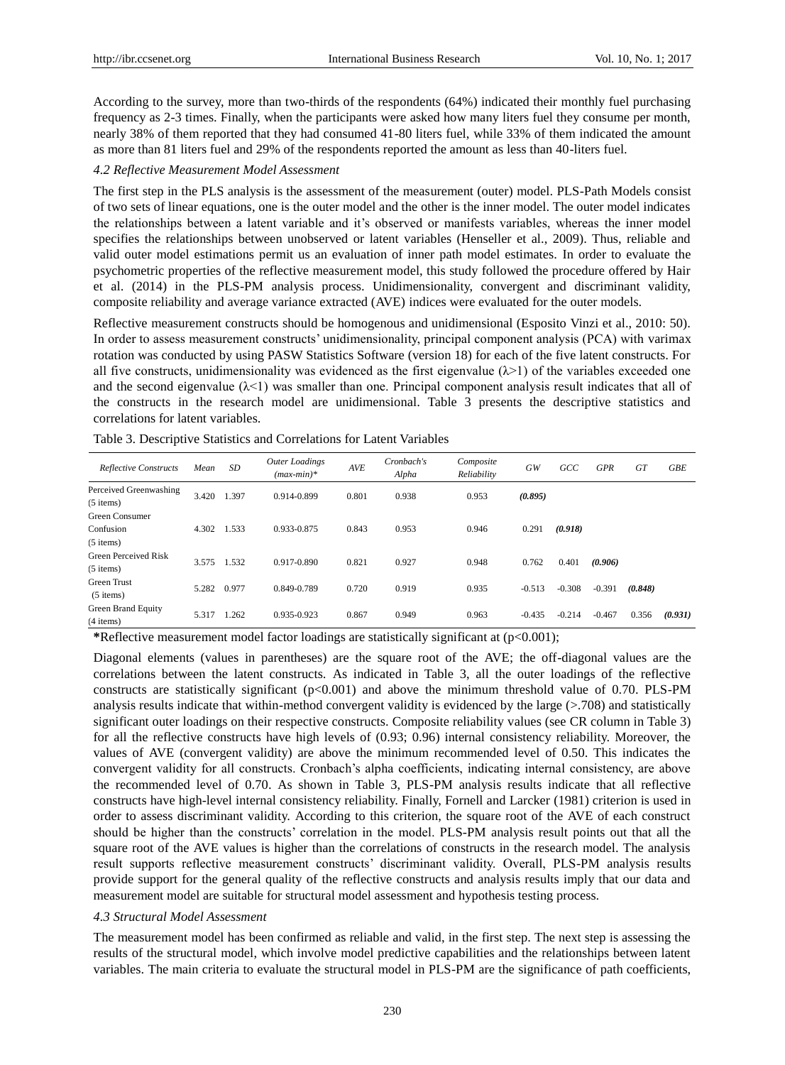According to the survey, more than two-thirds of the respondents (64%) indicated their monthly fuel purchasing frequency as 2-3 times. Finally, when the participants were asked how many liters fuel they consume per month, nearly 38% of them reported that they had consumed 41-80 liters fuel, while 33% of them indicated the amount as more than 81 liters fuel and 29% of the respondents reported the amount as less than 40-liters fuel.

### *4.2 Reflective Measurement Model Assessment*

The first step in the PLS analysis is the assessment of the measurement (outer) model. PLS-Path Models consist of two sets of linear equations, one is the outer model and the other is the inner model. The outer model indicates the relationships between a latent variable and it's observed or manifests variables, whereas the inner model specifies the relationships between unobserved or latent variables (Henseller et al., 2009). Thus, reliable and valid outer model estimations permit us an evaluation of inner path model estimates. In order to evaluate the psychometric properties of the reflective measurement model, this study followed the procedure offered by Hair et al. (2014) in the PLS-PM analysis process. Unidimensionality, convergent and discriminant validity, composite reliability and average variance extracted (AVE) indices were evaluated for the outer models.

Reflective measurement constructs should be homogenous and unidimensional (Esposito Vinzi et al., 2010: 50). In order to assess measurement constructs' unidimensionality, principal component analysis (PCA) with varimax rotation was conducted by using PASW Statistics Software (version 18) for each of the five latent constructs. For all five constructs, unidimensionality was evidenced as the first eigenvalue ($\lambda>1$) of the variables exceeded one and the second eigenvalue ($\lambda<1$) was smaller than one. Principal component analysis result indicates that all of the constructs in the research model are unidimensional. Table 3 presents the descriptive statistics and correlations for latent variables.

Table 3. Descriptive Statistics and Correlations for Latent Variables

| *Reflective Constructs* | *Mean* | *SD* | *Outer Loadings (max-min)** | *AVE* | *Cronbach's Alpha* | *Composite Reliability* | *GW* | *GCC* | *GPR* | *GT* | *GBE* |
|---|---|---|---|---|---|---|---|---|---|---|---|
| Perceived Greenwashing (5 items) | 3.420 | 1.397 | 0.914-0.899 | 0.801 | 0.938 | 0.953 | ***(0.895)*** | | | | |
| Green Consumer Confusion (5 items) | 4.302 | 1.533 | 0.933-0.875 | 0.843 | 0.953 | 0.946 | 0.291 | ***(0.918)*** | | | |
| Green Perceived Risk (5 items) | 3.575 | 1.532 | 0.917-0.890 | 0.821 | 0.927 | 0.948 | 0.762 | 0.401 | ***(0.906)*** | | |
| Green Trust (5 items) | 5.282 | 0.977 | 0.849-0.789 | 0.720 | 0.919 | 0.935 | -0.513 | -0.308 | -0.391 | ***(0.848)*** | |
| Green Brand Equity (4 items) | 5.317 | 1.262 | 0.935-0.923 | 0.867 | 0.949 | 0.963 | -0.435 | -0.214 | -0.467 | 0.356 | ***(0.931)*** |

**\***Reflective measurement model factor loadings are statistically significant at ($p<0.001$);

Diagonal elements (values in parentheses) are the square root of the AVE; the off-diagonal values are the correlations between the latent constructs. As indicated in Table 3, all the outer loadings of the reflective constructs are statistically significant ($p<0.001$) and above the minimum threshold value of 0.70. PLS-PM analysis results indicate that within-method convergent validity is evidenced by the large (>.708) and statistically significant outer loadings on their respective constructs. Composite reliability values (see CR column in Table 3) for all the reflective constructs have high levels of (0.93; 0.96) internal consistency reliability. Moreover, the values of AVE (convergent validity) are above the minimum recommended level of 0.50. This indicates the convergent validity for all constructs. Cronbach's alpha coefficients, indicating internal consistency, are above the recommended level of 0.70. As shown in Table 3, PLS-PM analysis results indicate that all reflective constructs have high-level internal consistency reliability. Finally, Fornell and Larcker (1981) criterion is used in order to assess discriminant validity. According to this criterion, the square root of the AVE of each construct should be higher than the constructs' correlation in the model. PLS-PM analysis result points out that all the square root of the AVE values is higher than the correlations of constructs in the research model. The analysis result supports reflective measurement constructs' discriminant validity. Overall, PLS-PM analysis results provide support for the general quality of the reflective constructs and analysis results imply that our data and measurement model are suitable for structural model assessment and hypothesis testing process.

### *4.3 Structural Model Assessment*

The measurement model has been confirmed as reliable and valid, in the first step. The next step is assessing the results of the structural model, which involve model predictive capabilities and the relationships between latent variables. The main criteria to evaluate the structural model in PLS-PM are the significance of path coefficients,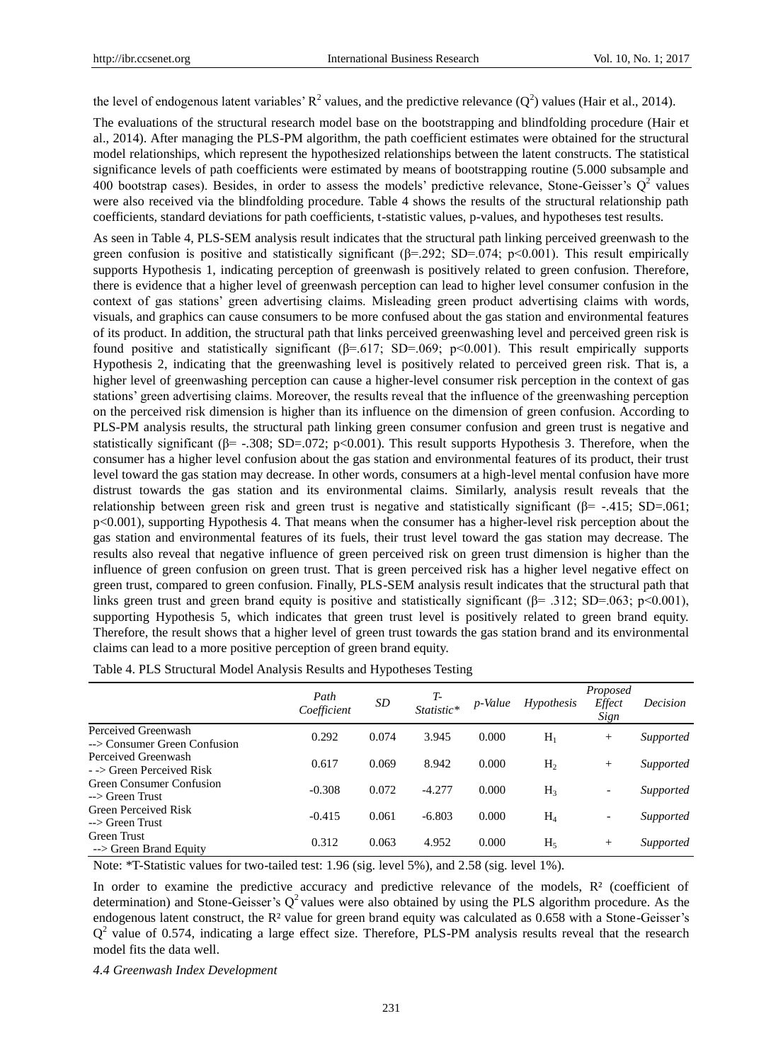the level of endogenous latent variables' $R^2$ values, and the predictive relevance ($Q^2$) values (Hair et al., 2014).

The evaluations of the structural research model base on the bootstrapping and blindfolding procedure (Hair et al., 2014). After managing the PLS-PM algorithm, the path coefficient estimates were obtained for the structural model relationships, which represent the hypothesized relationships between the latent constructs. The statistical significance levels of path coefficients were estimated by means of bootstrapping routine (5.000 subsample and 400 bootstrap cases). Besides, in order to assess the models' predictive relevance, Stone-Geisser's $Q^2$ values were also received via the blindfolding procedure. Table 4 shows the results of the structural relationship path coefficients, standard deviations for path coefficients, t-statistic values, p-values, and hypotheses test results.

As seen in Table 4, PLS-SEM analysis result indicates that the structural path linking perceived greenwash to the green confusion is positive and statistically significant ($\beta$=.292; SD=.074; $p<0.001$). This result empirically supports Hypothesis 1, indicating perception of greenwash is positively related to green confusion. Therefore, there is evidence that a higher level of greenwash perception can lead to higher level consumer confusion in the context of gas stations' green advertising claims. Misleading green product advertising claims with words, visuals, and graphics can cause consumers to be more confused about the gas station and environmental features of its product. In addition, the structural path that links perceived greenwashing level and perceived green risk is found positive and statistically significant ($\beta$=.617; SD=.069; $p<0.001$). This result empirically supports Hypothesis 2, indicating that the greenwashing level is positively related to perceived green risk. That is, a higher level of greenwashing perception can cause a higher-level consumer risk perception in the context of gas stations' green advertising claims. Moreover, the results reveal that the influence of the greenwashing perception on the perceived risk dimension is higher than its influence on the dimension of green confusion. According to PLS-PM analysis results, the structural path linking green consumer confusion and green trust is negative and statistically significant ($\beta$= -.308; SD=.072; $p<0.001$). This result supports Hypothesis 3. Therefore, when the consumer has a higher level confusion about the gas station and environmental features of its product, their trust level toward the gas station may decrease. In other words, consumers at a high-level mental confusion have more distrust towards the gas station and its environmental claims. Similarly, analysis result reveals that the relationship between green risk and green trust is negative and statistically significant ($\beta$= -.415; SD=.061; $p<0.001$), supporting Hypothesis 4. That means when the consumer has a higher-level risk perception about the gas station and environmental features of its fuels, their trust level toward the gas station may decrease. The results also reveal that negative influence of green perceived risk on green trust dimension is higher than the influence of green confusion on green trust. That is green perceived risk has a higher level negative effect on green trust, compared to green confusion. Finally, PLS-SEM analysis result indicates that the structural path that links green trust and green brand equity is positive and statistically significant ($\beta$= .312; SD=.063; $p<0.001$), supporting Hypothesis 5, which indicates that green trust level is positively related to green brand equity. Therefore, the result shows that a higher level of green trust towards the gas station brand and its environmental claims can lead to a more positive perception of green brand equity.

Table 4. PLS Structural Model Analysis Results and Hypotheses Testing

| | *Path Coefficient* | *SD* | *T-Statistic\** | *p-Value* | *Hypothesis* | *Proposed Effect Sign* | *Decision* |
|---|---|---|---|---|---|---|---|
| Perceived Greenwash --> Consumer Green Confusion | 0.292 | 0.074 | 3.945 | 0.000 | $H_1$ | + | *Supported* |
| Perceived Greenwash - -> Green Perceived Risk | 0.617 | 0.069 | 8.942 | 0.000 | $H_2$ | + | *Supported* |
| Green Consumer Confusion --> Green Trust | -0.308 | 0.072 | -4.277 | 0.000 | $H_3$ | - | *Supported* |
| Green Perceived Risk --> Green Trust | -0.415 | 0.061 | -6.803 | 0.000 | $H_4$ | - | *Supported* |
| Green Trust --> Green Brand Equity | 0.312 | 0.063 | 4.952 | 0.000 | $H_5$ | + | *Supported* |

Note: \*T-Statistic values for two-tailed test: 1.96 (sig. level 5%), and 2.58 (sig. level 1%).

In order to examine the predictive accuracy and predictive relevance of the models, $R^2$ (coefficient of determination) and Stone-Geisser's $Q^2$ values were also obtained by using the PLS algorithm procedure. As the endogenous latent construct, the $R^2$ value for green brand equity was calculated as 0.658 with a Stone-Geisser's $Q^2$ value of 0.574, indicating a large effect size. Therefore, PLS-PM analysis results reveal that the research model fits the data well.

*4.4 Greenwash Index Development*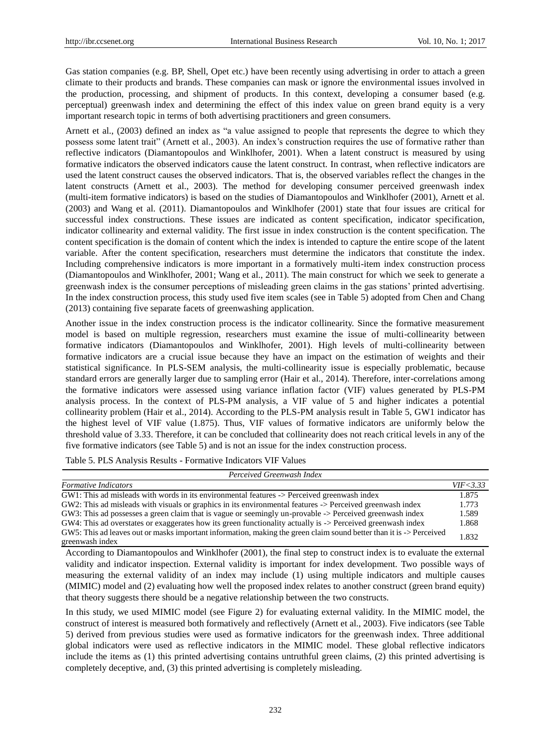Gas station companies (e.g. BP, Shell, Opet etc.) have been recently using advertising in order to attach a green climate to their products and brands. These companies can mask or ignore the environmental issues involved in the production, processing, and shipment of products. In this context, developing a consumer based (e.g. perceptual) greenwash index and determining the effect of this index value on green brand equity is a very important research topic in terms of both advertising practitioners and green consumers.

Arnett et al., (2003) defined an index as "a value assigned to people that represents the degree to which they possess some latent trait" (Arnett et al., 2003). An index's construction requires the use of formative rather than reflective indicators (Diamantopoulos and Winklhofer, 2001). When a latent construct is measured by using formative indicators the observed indicators cause the latent construct. In contrast, when reflective indicators are used the latent construct causes the observed indicators. That is, the observed variables reflect the changes in the latent constructs (Arnett et al., 2003). The method for developing consumer perceived greenwash index (multi-item formative indicators) is based on the studies of Diamantopoulos and Winklhofer (2001), Arnett et al. (2003) and Wang et al. (2011). Diamantopoulos and Winklhofer (2001) state that four issues are critical for successful index constructions. These issues are indicated as content specification, indicator specification, indicator collinearity and external validity. The first issue in index construction is the content specification. The content specification is the domain of content which the index is intended to capture the entire scope of the latent variable. After the content specification, researchers must determine the indicators that constitute the index. Including comprehensive indicators is more important in a formatively multi-item index construction process (Diamantopoulos and Winklhofer, 2001; Wang et al., 2011). The main construct for which we seek to generate a greenwash index is the consumer perceptions of misleading green claims in the gas stations' printed advertising. In the index construction process, this study used five item scales (see in Table 5) adopted from Chen and Chang (2013) containing five separate facets of greenwashing application.

Another issue in the index construction process is the indicator collinearity. Since the formative measurement model is based on multiple regression, researchers must examine the issue of multi-collinearity between formative indicators (Diamantopoulos and Winklhofer, 2001). High levels of multi-collinearity between formative indicators are a crucial issue because they have an impact on the estimation of weights and their statistical significance. In PLS-SEM analysis, the multi-collinearity issue is especially problematic, because standard errors are generally larger due to sampling error (Hair et al., 2014). Therefore, inter-correlations among the formative indicators were assessed using variance inflation factor (VIF) values generated by PLS-PM analysis process. In the context of PLS-PM analysis, a VIF value of 5 and higher indicates a potential collinearity problem (Hair et al., 2014). According to the PLS-PM analysis result in Table 5, GW1 indicator has the highest level of VIF value (1.875). Thus, VIF values of formative indicators are uniformly below the threshold value of 3.33. Therefore, it can be concluded that collinearity does not reach critical levels in any of the five formative indicators (see Table 5) and is not an issue for the index construction process.

Table 5. PLS Analysis Results - Formative Indicators VIF Values

| *Perceived Greenwash Index* | |
|---|---|
| *Formative Indicators* | *VIF<3.33* |
| GW1: This ad misleads with words in its environmental features -> Perceived greenwash index | 1.875 |
| GW2: This ad misleads with visuals or graphics in its environmental features -> Perceived greenwash index | 1.773 |
| GW3: This ad possesses a green claim that is vague or seemingly un-provable -> Perceived greenwash index | 1.589 |
| GW4: This ad overstates or exaggerates how its green functionality actually is -> Perceived greenwash index | 1.868 |
| GW5: This ad leaves out or masks important information, making the green claim sound better than it is -> Perceived greenwash index | 1.832 |

According to Diamantopoulos and Winklhofer (2001), the final step to construct index is to evaluate the external validity and indicator inspection. External validity is important for index development. Two possible ways of measuring the external validity of an index may include (1) using multiple indicators and multiple causes (MIMIC) model and (2) evaluating how well the proposed index relates to another construct (green brand equity) that theory suggests there should be a negative relationship between the two constructs.

In this study, we used MIMIC model (see Figure 2) for evaluating external validity. In the MIMIC model, the construct of interest is measured both formatively and reflectively (Arnett et al., 2003). Five indicators (see Table 5) derived from previous studies were used as formative indicators for the greenwash index. Three additional global indicators were used as reflective indicators in the MIMIC model. These global reflective indicators include the items as (1) this printed advertising contains untruthful green claims, (2) this printed advertising is completely deceptive, and, (3) this printed advertising is completely misleading.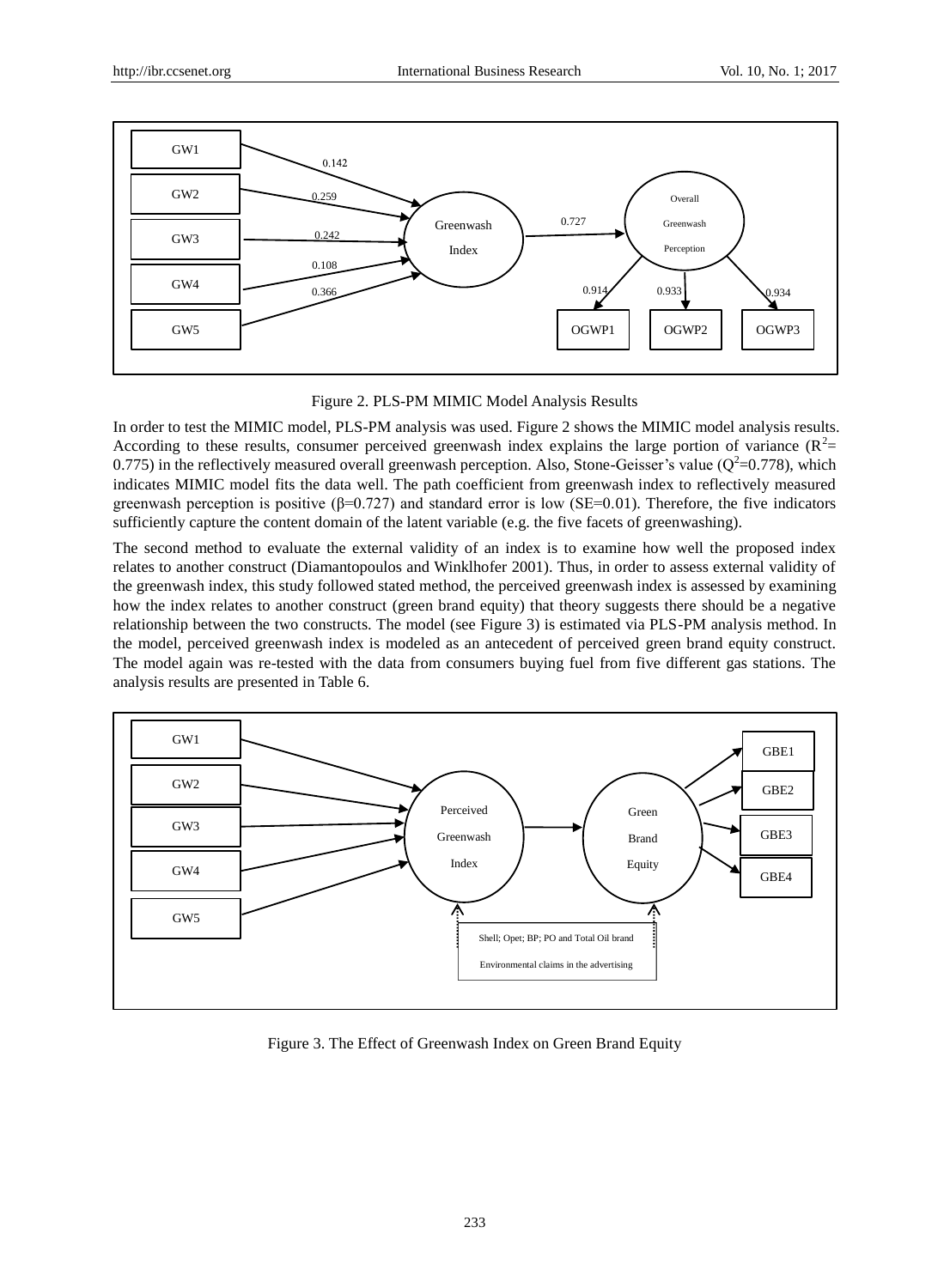Figure 2. PLS-PM MIMIC Model Analysis Results

In order to test the MIMIC model, PLS-PM analysis was used. Figure 2 shows the MIMIC model analysis results. According to these results, consumer perceived greenwash index explains the large portion of variance ($R^2$= 0.775) in the reflectively measured overall greenwash perception. Also, Stone-Geisser's value ($Q^2$=0.778), which indicates MIMIC model fits the data well. The path coefficient from greenwash index to reflectively measured greenwash perception is positive (β=0.727) and standard error is low (SE=0.01). Therefore, the five indicators sufficiently capture the content domain of the latent variable (e.g. the five facets of greenwashing).

The second method to evaluate the external validity of an index is to examine how well the proposed index relates to another construct (Diamantopoulos and Winklhofer 2001). Thus, in order to assess external validity of the greenwash index, this study followed stated method, the perceived greenwash index is assessed by examining how the index relates to another construct (green brand equity) that theory suggests there should be a negative relationship between the two constructs. The model (see Figure 3) is estimated via PLS-PM analysis method. In the model, perceived greenwash index is modeled as an antecedent of perceived green brand equity construct. The model again was re-tested with the data from consumers buying fuel from five different gas stations. The analysis results are presented in Table 6.

Figure 3. The Effect of Greenwash Index on Green Brand Equity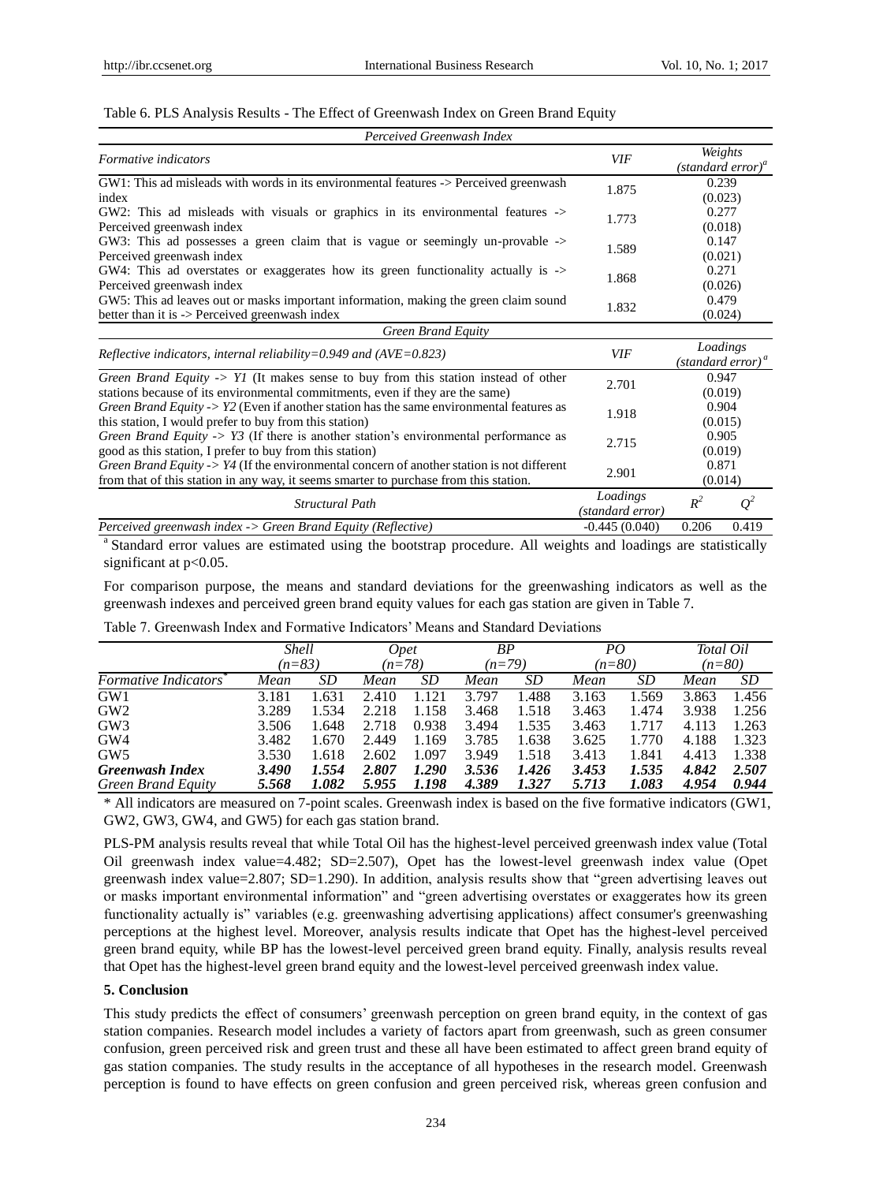Table 6. PLS Analysis Results - The Effect of Greenwash Index on Green Brand Equity

| *Perceived Greenwash Index* | | | |
|---|---|---|---|
| *Formative indicators* | *VIF* | *Weights (standard error)[a]* | |
| GW1: This ad misleads with words in its environmental features -> Perceived greenwash index | 1.875 | 0.239 (0.023) | |
| GW2: This ad misleads with visuals or graphics in its environmental features -> Perceived greenwash index | 1.773 | 0.277 (0.018) | |
| GW3: This ad possesses a green claim that is vague or seemingly un-provable -> Perceived greenwash index | 1.589 | 0.147 (0.021) | |
| GW4: This ad overstates or exaggerates how its green functionality actually is -> Perceived greenwash index | 1.868 | 0.271 (0.026) | |
| GW5: This ad leaves out or masks important information, making the green claim sound better than it is -> Perceived greenwash index | 1.832 | 0.479 (0.024) | |
| *Green Brand Equity* | | | |
| *Reflective indicators, internal reliability=0.949 and (AVE=0.823)* | *VIF* | *Loadings (standard error)[a]* | |
| *Green Brand Equity -> Y1* (It makes sense to buy from this station instead of other stations because of its environmental commitments, even if they are the same) | 2.701 | 0.947 (0.019) | |
| *Green Brand Equity -> Y2* (Even if another station has the same environmental features as this station, I would prefer to buy from this station) | 1.918 | 0.904 (0.015) | |
| *Green Brand Equity -> Y3* (If there is another station's environmental performance as good as this station, I prefer to buy from this station) | 2.715 | 0.905 (0.019) | |
| *Green Brand Equity -> Y4* (If the environmental concern of another station is not different from that of this station in any way, it seems smarter to purchase from this station. | 2.901 | 0.871 (0.014) | |
| *Structural Path* | *Loadings (standard error)* | $R^2$ | $Q^2$ |
| *Perceived greenwash index -> Green Brand Equity (Reflective)* | -0.445 (0.040) | 0.206 | 0.419 |

[a] Standard error values are estimated using the bootstrap procedure. All weights and loadings are statistically significant at $p<0.05$.

For comparison purpose, the means and standard deviations for the greenwashing indicators as well as the greenwash indexes and perceived green brand equity values for each gas station are given in Table 7.

Table 7. Greenwash Index and Formative Indicators' Means and Standard Deviations

| | *Shell (n=83)* | | *Opet (n=78)* | | *BP (n=79)* | | *PO (n=80)* | | *Total Oil (n=80)* | |
|---|---|---|---|---|---|---|---|---|---|---|
| *Formative Indicators** | *Mean* | *SD* | *Mean* | *SD* | *Mean* | *SD* | *Mean* | *SD* | *Mean* | *SD* |
| GW1 | 3.181 | 1.631 | 2.410 | 1.121 | 3.797 | 1.488 | 3.163 | 1.569 | 3.863 | 1.456 |
| GW2 | 3.289 | 1.534 | 2.218 | 1.158 | 3.468 | 1.518 | 3.463 | 1.474 | 3.938 | 1.256 |
| GW3 | 3.506 | 1.648 | 2.718 | 0.938 | 3.494 | 1.535 | 3.463 | 1.717 | 4.113 | 1.263 |
| GW4 | 3.482 | 1.670 | 2.449 | 1.169 | 3.785 | 1.638 | 3.625 | 1.770 | 4.188 | 1.323 |
| GW5 | 3.530 | 1.618 | 2.602 | 1.097 | 3.949 | 1.518 | 3.413 | 1.841 | 4.413 | 1.338 |
| ***Greenwash Index*** | ***3.490*** | ***1.554*** | ***2.807*** | ***1.290*** | ***3.536*** | ***1.426*** | ***3.453*** | ***1.535*** | ***4.842*** | ***2.507*** |
| *Green Brand Equity* | ***5.568*** | ***1.082*** | ***5.955*** | ***1.198*** | ***4.389*** | ***1.327*** | ***5.713*** | ***1.083*** | ***4.954*** | ***0.944*** |

\* All indicators are measured on 7-point scales. Greenwash index is based on the five formative indicators (GW1, GW2, GW3, GW4, and GW5) for each gas station brand.

PLS-PM analysis results reveal that while Total Oil has the highest-level perceived greenwash index value (Total Oil greenwash index value=4.482; SD=2.507), Opet has the lowest-level greenwash index value (Opet greenwash index value=2.807; SD=1.290). In addition, analysis results show that "green advertising leaves out or masks important environmental information" and "green advertising overstates or exaggerates how its green functionality actually is" variables (e.g. greenwashing advertising applications) affect consumer's greenwashing perceptions at the highest level. Moreover, analysis results indicate that Opet has the highest-level perceived green brand equity, while BP has the lowest-level perceived green brand equity. Finally, analysis results reveal that Opet has the highest-level green brand equity and the lowest-level perceived greenwash index value.

## 5. Conclusion

This study predicts the effect of consumers' greenwash perception on green brand equity, in the context of gas station companies. Research model includes a variety of factors apart from greenwash, such as green consumer confusion, green perceived risk and green trust and these all have been estimated to affect green brand equity of gas station companies. The study results in the acceptance of all hypotheses in the research model. Greenwash perception is found to have effects on green confusion and green perceived risk, whereas green confusion and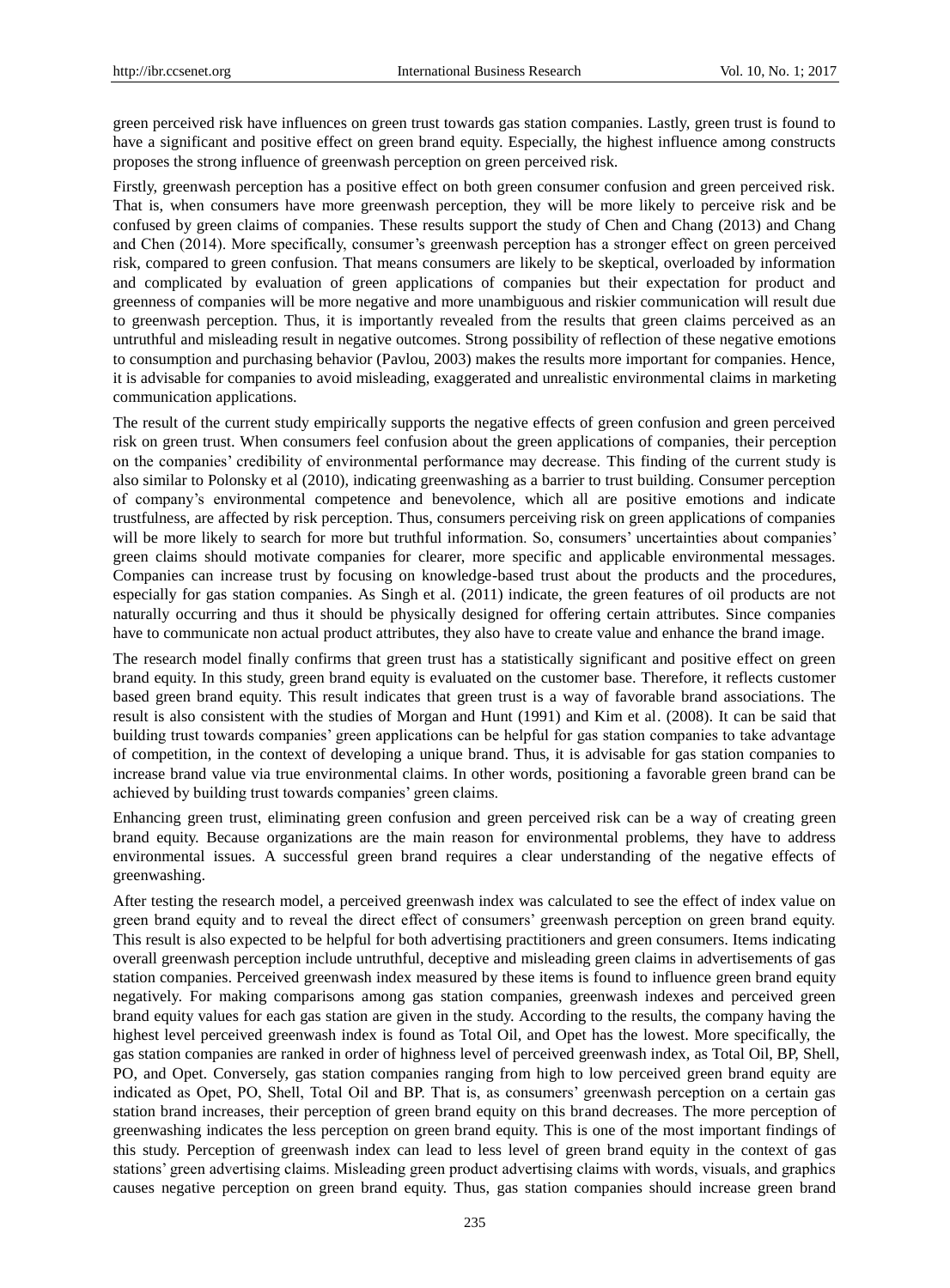green perceived risk have influences on green trust towards gas station companies. Lastly, green trust is found to have a significant and positive effect on green brand equity. Especially, the highest influence among constructs proposes the strong influence of greenwash perception on green perceived risk.

Firstly, greenwash perception has a positive effect on both green consumer confusion and green perceived risk. That is, when consumers have more greenwash perception, they will be more likely to perceive risk and be confused by green claims of companies. These results support the study of Chen and Chang (2013) and Chang and Chen (2014). More specifically, consumer's greenwash perception has a stronger effect on green perceived risk, compared to green confusion. That means consumers are likely to be skeptical, overloaded by information and complicated by evaluation of green applications of companies but their expectation for product and greenness of companies will be more negative and more unambiguous and riskier communication will result due to greenwash perception. Thus, it is importantly revealed from the results that green claims perceived as an untruthful and misleading result in negative outcomes. Strong possibility of reflection of these negative emotions to consumption and purchasing behavior (Pavlou, 2003) makes the results more important for companies. Hence, it is advisable for companies to avoid misleading, exaggerated and unrealistic environmental claims in marketing communication applications.

The result of the current study empirically supports the negative effects of green confusion and green perceived risk on green trust. When consumers feel confusion about the green applications of companies, their perception on the companies' credibility of environmental performance may decrease. This finding of the current study is also similar to Polonsky et al (2010), indicating greenwashing as a barrier to trust building. Consumer perception of company's environmental competence and benevolence, which all are positive emotions and indicate trustfulness, are affected by risk perception. Thus, consumers perceiving risk on green applications of companies will be more likely to search for more but truthful information. So, consumers' uncertainties about companies' green claims should motivate companies for clearer, more specific and applicable environmental messages. Companies can increase trust by focusing on knowledge-based trust about the products and the procedures, especially for gas station companies. As Singh et al. (2011) indicate, the green features of oil products are not naturally occurring and thus it should be physically designed for offering certain attributes. Since companies have to communicate non actual product attributes, they also have to create value and enhance the brand image.

The research model finally confirms that green trust has a statistically significant and positive effect on green brand equity. In this study, green brand equity is evaluated on the customer base. Therefore, it reflects customer based green brand equity. This result indicates that green trust is a way of favorable brand associations. The result is also consistent with the studies of Morgan and Hunt (1991) and Kim et al. (2008). It can be said that building trust towards companies' green applications can be helpful for gas station companies to take advantage of competition, in the context of developing a unique brand. Thus, it is advisable for gas station companies to increase brand value via true environmental claims. In other words, positioning a favorable green brand can be achieved by building trust towards companies' green claims.

Enhancing green trust, eliminating green confusion and green perceived risk can be a way of creating green brand equity. Because organizations are the main reason for environmental problems, they have to address environmental issues. A successful green brand requires a clear understanding of the negative effects of greenwashing.

After testing the research model, a perceived greenwash index was calculated to see the effect of index value on green brand equity and to reveal the direct effect of consumers' greenwash perception on green brand equity. This result is also expected to be helpful for both advertising practitioners and green consumers. Items indicating overall greenwash perception include untruthful, deceptive and misleading green claims in advertisements of gas station companies. Perceived greenwash index measured by these items is found to influence green brand equity negatively. For making comparisons among gas station companies, greenwash indexes and perceived green brand equity values for each gas station are given in the study. According to the results, the company having the highest level perceived greenwash index is found as Total Oil, and Opet has the lowest. More specifically, the gas station companies are ranked in order of highness level of perceived greenwash index, as Total Oil, BP, Shell, PO, and Opet. Conversely, gas station companies ranging from high to low perceived green brand equity are indicated as Opet, PO, Shell, Total Oil and BP. That is, as consumers' greenwash perception on a certain gas station brand increases, their perception of green brand equity on this brand decreases. The more perception of greenwashing indicates the less perception on green brand equity. This is one of the most important findings of this study. Perception of greenwash index can lead to less level of green brand equity in the context of gas stations' green advertising claims. Misleading green product advertising claims with words, visuals, and graphics causes negative perception on green brand equity. Thus, gas station companies should increase green brand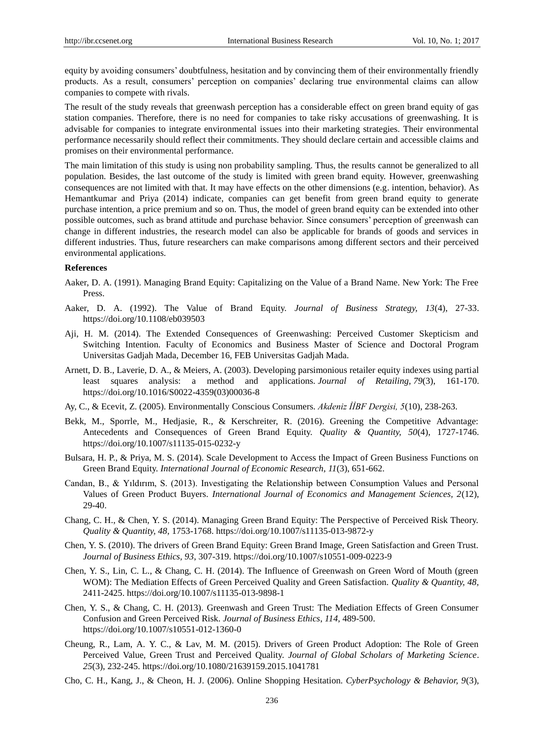equity by avoiding consumers' doubtfulness, hesitation and by convincing them of their environmentally friendly products. As a result, consumers' perception on companies' declaring true environmental claims can allow companies to compete with rivals.

The result of the study reveals that greenwash perception has a considerable effect on green brand equity of gas station companies. Therefore, there is no need for companies to take risky accusations of greenwashing. It is advisable for companies to integrate environmental issues into their marketing strategies. Their environmental performance necessarily should reflect their commitments. They should declare certain and accessible claims and promises on their environmental performance.

The main limitation of this study is using non probability sampling. Thus, the results cannot be generalized to all population. Besides, the last outcome of the study is limited with green brand equity. However, greenwashing consequences are not limited with that. It may have effects on the other dimensions (e.g. intention, behavior). As Hemantkumar and Priya (2014) indicate, companies can get benefit from green brand equity to generate purchase intention, a price premium and so on. Thus, the model of green brand equity can be extended into other possible outcomes, such as brand attitude and purchase behavior. Since consumers' perception of greenwash can change in different industries, the research model can also be applicable for brands of goods and services in different industries. Thus, future researchers can make comparisons among different sectors and their perceived environmental applications.

**References**

Aaker, D. A. (1991). Managing Brand Equity: Capitalizing on the Value of a Brand Name. New York: The Free Press.

Aaker, D. A. (1992). The Value of Brand Equity. *Journal of Business Strategy, 13*(4), 27-33. https://doi.org/10.1108/eb039503

Aji, H. M. (2014). The Extended Consequences of Greenwashing: Perceived Customer Skepticism and Switching Intention. Faculty of Economics and Business Master of Science and Doctoral Program Universitas Gadjah Mada, December 16, FEB Universitas Gadjah Mada.

Arnett, D. B., Laverie, D. A., & Meiers, A. (2003). Developing parsimonious retailer equity indexes using partial least squares analysis: a method and applications. *Journal of Retailing, 79*(3), 161-170. https://doi.org/10.1016/S0022-4359(03)00036-8

Ay, C., & Ecevit, Z. (2005). Environmentally Conscious Consumers. *Akdeniz İİBF Dergisi, 5*(10), 238-263.

Bekk, M., Sporrle, M., Hedjasie, R., & Kerschreiter, R. (2016). Greening the Competitive Advantage: Antecedents and Consequences of Green Brand Equity. *Quality & Quantity, 50*(4), 1727-1746. https://doi.org/10.1007/s11135-015-0232-y

Bulsara, H. P., & Priya, M. S. (2014). Scale Development to Access the Impact of Green Business Functions on Green Brand Equity. *International Journal of Economic Research, 11*(3), 651-662.

Candan, B., & Yıldırım, S. (2013). Investigating the Relationship between Consumption Values and Personal Values of Green Product Buyers. *International Journal of Economics and Management Sciences, 2*(12), 29-40.

Chang, C. H., & Chen, Y. S. (2014). Managing Green Brand Equity: The Perspective of Perceived Risk Theory. *Quality & Quantity, 48*, 1753-1768. https://doi.org/10.1007/s11135-013-9872-y

Chen, Y. S. (2010). The drivers of Green Brand Equity: Green Brand Image, Green Satisfaction and Green Trust. *Journal of Business Ethics, 93*, 307-319. https://doi.org/10.1007/s10551-009-0223-9

Chen, Y. S., Lin, C. L., & Chang, C. H. (2014). The Influence of Greenwash on Green Word of Mouth (green WOM): The Mediation Effects of Green Perceived Quality and Green Satisfaction. *Quality & Quantity, 48*, 2411-2425. https://doi.org/10.1007/s11135-013-9898-1

Chen, Y. S., & Chang, C. H. (2013). Greenwash and Green Trust: The Mediation Effects of Green Consumer Confusion and Green Perceived Risk. *Journal of Business Ethics*, *114*, 489-500. https://doi.org/10.1007/s10551-012-1360-0

Cheung, R., Lam, A. Y. C., & Lav, M. M. (2015). Drivers of Green Product Adoption: The Role of Green Perceived Value, Green Trust and Perceived Quality. *Journal of Global Scholars of Marketing Science*. *25*(3), 232-245. https://doi.org/10.1080/21639159.2015.1041781

Cho, C. H., Kang, J., & Cheon, H. J. (2006). Online Shopping Hesitation. *CyberPsychology & Behavior, 9*(3),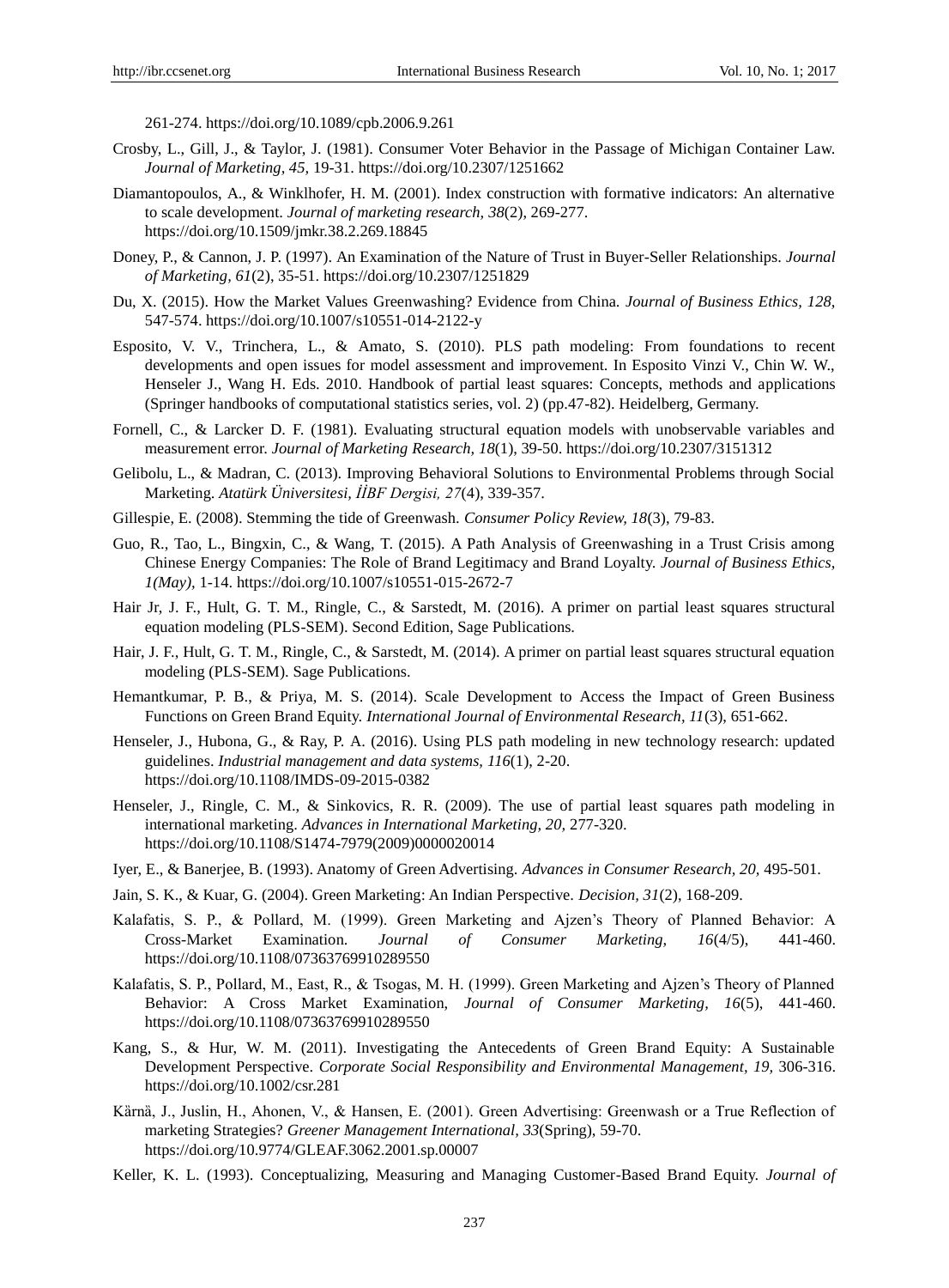261-274. https://doi.org/10.1089/cpb.2006.9.261

Crosby, L., Gill, J., & Taylor, J. (1981). Consumer Voter Behavior in the Passage of Michigan Container Law. *Journal of Marketing, 45,* 19-31. https://doi.org/10.2307/1251662

Diamantopoulos, A., & Winklhofer, H. M. (2001). Index construction with formative indicators: An alternative to scale development. *Journal of marketing research, 38*(2), 269-277. https://doi.org/10.1509/jmkr.38.2.269.18845

Doney, P., & Cannon, J. P. (1997). An Examination of the Nature of Trust in Buyer-Seller Relationships. *Journal of Marketing, 61*(2), 35-51. https://doi.org/10.2307/1251829

Du, X. (2015). How the Market Values Greenwashing? Evidence from China. *Journal of Business Ethics, 128,* 547-574. https://doi.org/10.1007/s10551-014-2122-y

Esposito, V. V., Trinchera, L., & Amato, S. (2010). PLS path modeling: From foundations to recent developments and open issues for model assessment and improvement. In Esposito Vinzi V., Chin W. W., Henseler J., Wang H. Eds. 2010. Handbook of partial least squares: Concepts, methods and applications (Springer handbooks of computational statistics series, vol. 2) (pp.47-82). Heidelberg, Germany.

Fornell, C., & Larcker D. F. (1981). Evaluating structural equation models with unobservable variables and measurement error. *Journal of Marketing Research, 18*(1), 39-50. https://doi.org/10.2307/3151312

Gelibolu, L., & Madran, C. (2013). Improving Behavioral Solutions to Environmental Problems through Social Marketing. *Atatürk Üniversitesi, İİBF Dergisi, 27*(4), 339-357.

Gillespie, E. (2008). Stemming the tide of Greenwash. *Consumer Policy Review, 18*(3), 79-83.

Guo, R., Tao, L., Bingxin, C., & Wang, T. (2015). A Path Analysis of Greenwashing in a Trust Crisis among Chinese Energy Companies: The Role of Brand Legitimacy and Brand Loyalty. *Journal of Business Ethics, 1(May),* 1-14. https://doi.org/10.1007/s10551-015-2672-7

Hair Jr, J. F., Hult, G. T. M., Ringle, C., & Sarstedt, M. (2016). A primer on partial least squares structural equation modeling (PLS-SEM). Second Edition, Sage Publications.

Hair, J. F., Hult, G. T. M., Ringle, C., & Sarstedt, M. (2014). A primer on partial least squares structural equation modeling (PLS-SEM). Sage Publications.

Hemantkumar, P. B., & Priya, M. S. (2014). Scale Development to Access the Impact of Green Business Functions on Green Brand Equity. *International Journal of Environmental Research, 11*(3), 651-662.

Henseler, J., Hubona, G., & Ray, P. A. (2016). Using PLS path modeling in new technology research: updated guidelines. *Industrial management and data systems, 116*(1), 2-20. https://doi.org/10.1108/IMDS-09-2015-0382

Henseler, J., Ringle, C. M., & Sinkovics, R. R. (2009). The use of partial least squares path modeling in international marketing. *Advances in International Marketing, 20,* 277-320. https://doi.org/10.1108/S1474-7979(2009)0000020014

Iyer, E., & Banerjee, B. (1993). Anatomy of Green Advertising. *Advances in Consumer Research, 20,* 495-501.

Jain, S. K., & Kuar, G. (2004). Green Marketing: An Indian Perspective. *Decision, 31*(2), 168-209.

Kalafatis, S. P., & Pollard, M. (1999). Green Marketing and Ajzen's Theory of Planned Behavior: A Cross-Market Examination. *Journal of Consumer Marketing, 16*(4/5), 441-460. https://doi.org/10.1108/07363769910289550

Kalafatis, S. P., Pollard, M., East, R., & Tsogas, M. H. (1999). Green Marketing and Ajzen's Theory of Planned Behavior: A Cross Market Examination, *Journal of Consumer Marketing, 16*(5), 441-460. https://doi.org/10.1108/07363769910289550

Kang, S., & Hur, W. M. (2011). Investigating the Antecedents of Green Brand Equity: A Sustainable Development Perspective. *Corporate Social Responsibility and Environmental Management, 19,* 306-316. https://doi.org/10.1002/csr.281

Kärnä, J., Juslin, H., Ahonen, V., & Hansen, E. (2001). Green Advertising: Greenwash or a True Reflection of marketing Strategies? *Greener Management International, 33*(Spring), 59-70. https://doi.org/10.9774/GLEAF.3062.2001.sp.00007

Keller, K. L. (1993). Conceptualizing, Measuring and Managing Customer-Based Brand Equity. *Journal of*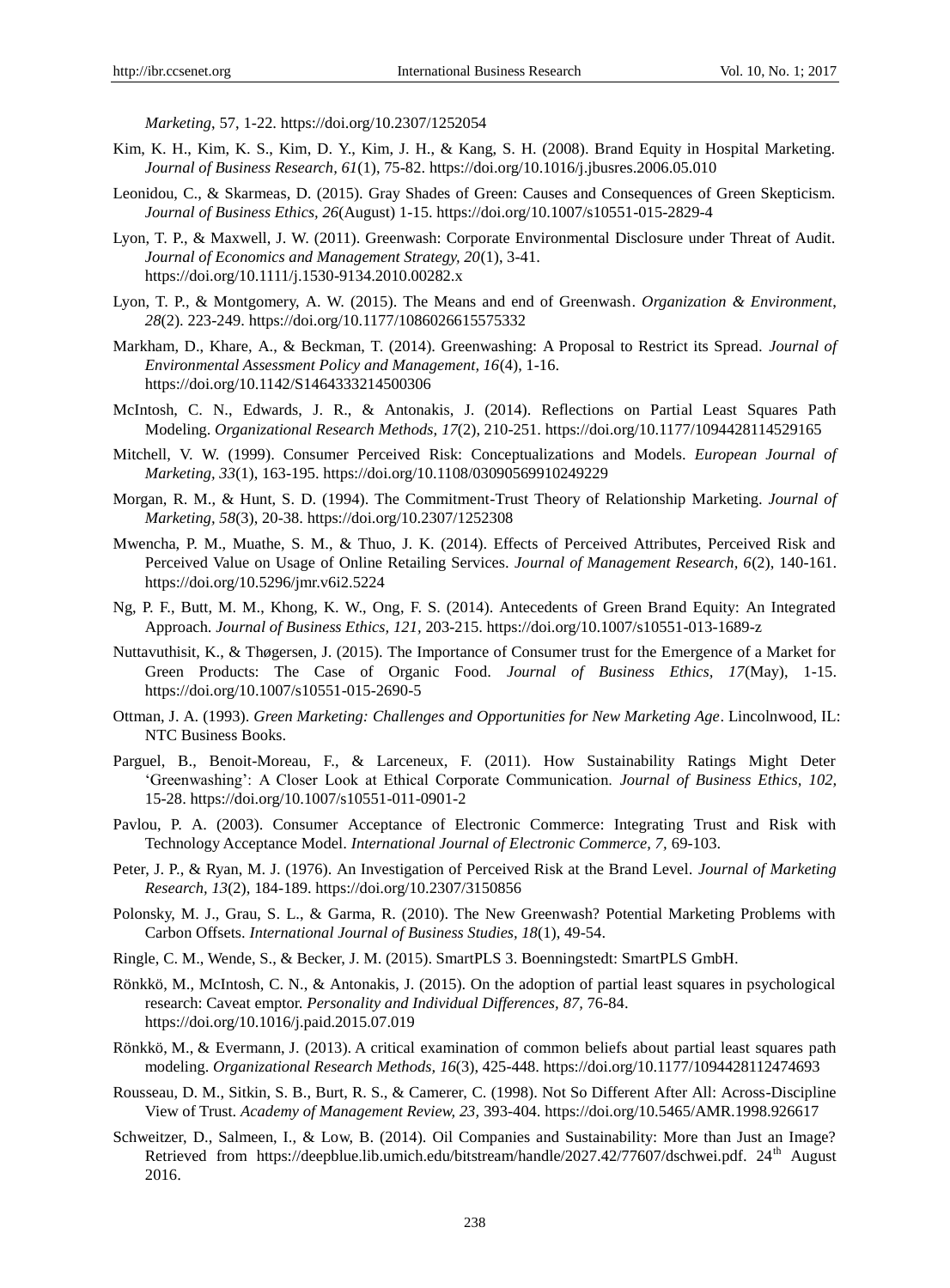*Marketing*, 57, 1-22. https://doi.org/10.2307/1252054

Kim, K. H., Kim, K. S., Kim, D. Y., Kim, J. H., & Kang, S. H. (2008). Brand Equity in Hospital Marketing. *Journal of Business Research, 61*(1), 75-82. https://doi.org/10.1016/j.jbusres.2006.05.010

Leonidou, C., & Skarmeas, D. (2015). Gray Shades of Green: Causes and Consequences of Green Skepticism. *Journal of Business Ethics, 26*(August) 1-15. https://doi.org/10.1007/s10551-015-2829-4

Lyon, T. P., & Maxwell, J. W. (2011). Greenwash: Corporate Environmental Disclosure under Threat of Audit. *Journal of Economics and Management Strategy, 20*(1), 3-41. https://doi.org/10.1111/j.1530-9134.2010.00282.x

Lyon, T. P., & Montgomery, A. W. (2015). The Means and end of Greenwash. *Organization & Environment*, *28*(2). 223-249. https://doi.org/10.1177/1086026615575332

Markham, D., Khare, A., & Beckman, T. (2014). Greenwashing: A Proposal to Restrict its Spread. *Journal of Environmental Assessment Policy and Management, 16*(4), 1-16. https://doi.org/10.1142/S1464333214500306

McIntosh, C. N., Edwards, J. R., & Antonakis, J. (2014). Reflections on Partial Least Squares Path Modeling. *Organizational Research Methods, 17*(2), 210-251. https://doi.org/10.1177/1094428114529165

Mitchell, V. W. (1999). Consumer Perceived Risk: Conceptualizations and Models. *European Journal of Marketing, 33*(1), 163-195. https://doi.org/10.1108/03090569910249229

Morgan, R. M., & Hunt, S. D. (1994). The Commitment-Trust Theory of Relationship Marketing. *Journal of Marketing, 58*(3), 20-38. https://doi.org/10.2307/1252308

Mwencha, P. M., Muathe, S. M., & Thuo, J. K. (2014). Effects of Perceived Attributes, Perceived Risk and Perceived Value on Usage of Online Retailing Services. *Journal of Management Research, 6*(2), 140-161. https://doi.org/10.5296/jmr.v6i2.5224

Ng, P. F., Butt, M. M., Khong, K. W., Ong, F. S. (2014). Antecedents of Green Brand Equity: An Integrated Approach. *Journal of Business Ethics, 121,* 203-215. https://doi.org/10.1007/s10551-013-1689-z

Nuttavuthisit, K., & Thøgersen, J. (2015). The Importance of Consumer trust for the Emergence of a Market for Green Products: The Case of Organic Food. *Journal of Business Ethics, 17*(May), 1-15. https://doi.org/10.1007/s10551-015-2690-5

Ottman, J. A. (1993). *Green Marketing: Challenges and Opportunities for New Marketing Age*. Lincolnwood, IL: NTC Business Books.

Parguel, B., Benoit-Moreau, F., & Larceneux, F. (2011). How Sustainability Ratings Might Deter 'Greenwashing': A Closer Look at Ethical Corporate Communication. *Journal of Business Ethics, 102,* 15-28. https://doi.org/10.1007/s10551-011-0901-2

Pavlou, P. A. (2003). Consumer Acceptance of Electronic Commerce: Integrating Trust and Risk with Technology Acceptance Model. *International Journal of Electronic Commerce, 7,* 69-103.

Peter, J. P., & Ryan, M. J. (1976). An Investigation of Perceived Risk at the Brand Level. *Journal of Marketing Research, 13*(2), 184-189. https://doi.org/10.2307/3150856

Polonsky, M. J., Grau, S. L., & Garma, R. (2010). The New Greenwash? Potential Marketing Problems with Carbon Offsets. *International Journal of Business Studies*, *18*(1), 49-54.

Ringle, C. M., Wende, S., & Becker, J. M. (2015). SmartPLS 3. Boenningstedt: SmartPLS GmbH.

Rönkkö, M., McIntosh, C. N., & Antonakis, J. (2015). On the adoption of partial least squares in psychological research: Caveat emptor. *Personality and Individual Differences*, *87*, 76-84. https://doi.org/10.1016/j.paid.2015.07.019

Rönkkö, M., & Evermann, J. (2013). A critical examination of common beliefs about partial least squares path modeling. *Organizational Research Methods, 16*(3), 425-448. https://doi.org/10.1177/1094428112474693

Rousseau, D. M., Sitkin, S. B., Burt, R. S., & Camerer, C. (1998). Not So Different After All: Across-Discipline View of Trust. *Academy of Management Review, 23,* 393-404. https://doi.org/10.5465/AMR.1998.926617

Schweitzer, D., Salmeen, I., & Low, B. (2014). Oil Companies and Sustainability: More than Just an Image? Retrieved from https://deepblue.lib.umich.edu/bitstream/handle/2027.42/77607/dschwei.pdf. 24th August 2016.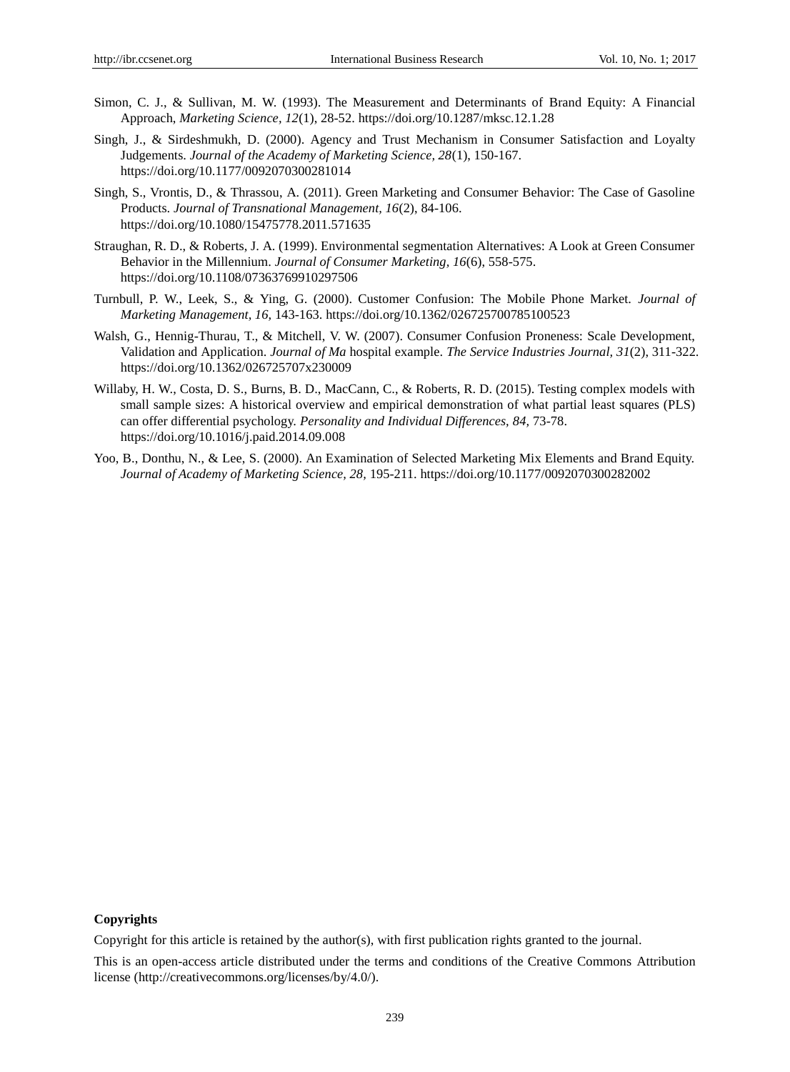Simon, C. J., & Sullivan, M. W. (1993). The Measurement and Determinants of Brand Equity: A Financial Approach, *Marketing Science, 12*(1), 28-52. https://doi.org/10.1287/mksc.12.1.28

Singh, J., & Sirdeshmukh, D. (2000). Agency and Trust Mechanism in Consumer Satisfaction and Loyalty Judgements. *Journal of the Academy of Marketing Science, 28*(1), 150-167. https://doi.org/10.1177/0092070300281014

Singh, S., Vrontis, D., & Thrassou, A. (2011). Green Marketing and Consumer Behavior: The Case of Gasoline Products. *Journal of Transnational Management, 16*(2), 84-106. https://doi.org/10.1080/15475778.2011.571635

Straughan, R. D., & Roberts, J. A. (1999). Environmental segmentation Alternatives: A Look at Green Consumer Behavior in the Millennium. *Journal of Consumer Marketing, 16*(6), 558-575. https://doi.org/10.1108/07363769910297506

Turnbull, P. W., Leek, S., & Ying, G. (2000). Customer Confusion: The Mobile Phone Market. *Journal of Marketing Management, 16,* 143-163. https://doi.org/10.1362/026725700785100523

Walsh, G., Hennig-Thurau, T., & Mitchell, V. W. (2007). Consumer Confusion Proneness: Scale Development, Validation and Application. *Journal of Ma* hospital example. *The Service Industries Journal, 31*(2), 311-322. https://doi.org/10.1362/026725707x230009

Willaby, H. W., Costa, D. S., Burns, B. D., MacCann, C., & Roberts, R. D. (2015). Testing complex models with small sample sizes: A historical overview and empirical demonstration of what partial least squares (PLS) can offer differential psychology. *Personality and Individual Differences, 84,* 73-78. https://doi.org/10.1016/j.paid.2014.09.008

Yoo, B., Donthu, N., & Lee, S. (2000). An Examination of Selected Marketing Mix Elements and Brand Equity. *Journal of Academy of Marketing Science, 28,* 195-211. https://doi.org/10.1177/0092070300282002

**Copyrights**

Copyright for this article is retained by the author(s), with first publication rights granted to the journal.

This is an open-access article distributed under the terms and conditions of the Creative Commons Attribution license (http://creativecommons.org/licenses/by/4.0/).